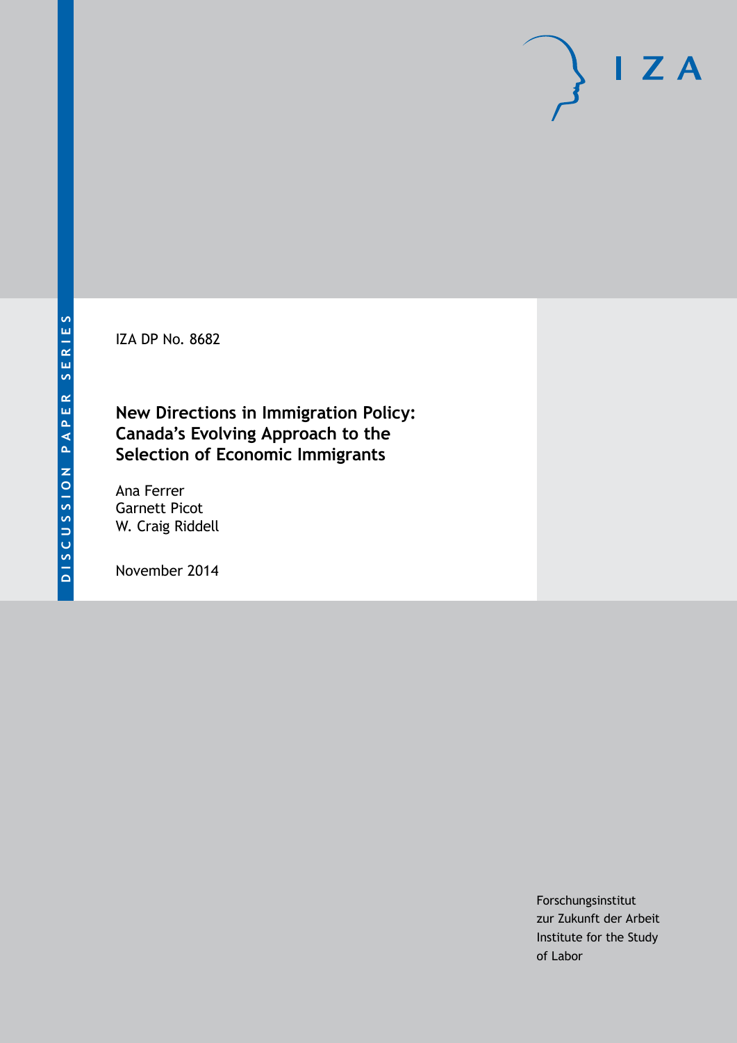DISCUSSION PAPER SERIES

IZA

IZA DP No. 8682

# New Directions in Immigration Policy: Canada's Evolving Approach to the Selection of Economic Immigrants

Ana Ferrer
Garnett Picot
W. Craig Riddell

November 2014

Forschungsinstitut
zur Zukunft der Arbeit
Institute for the Study
of Labor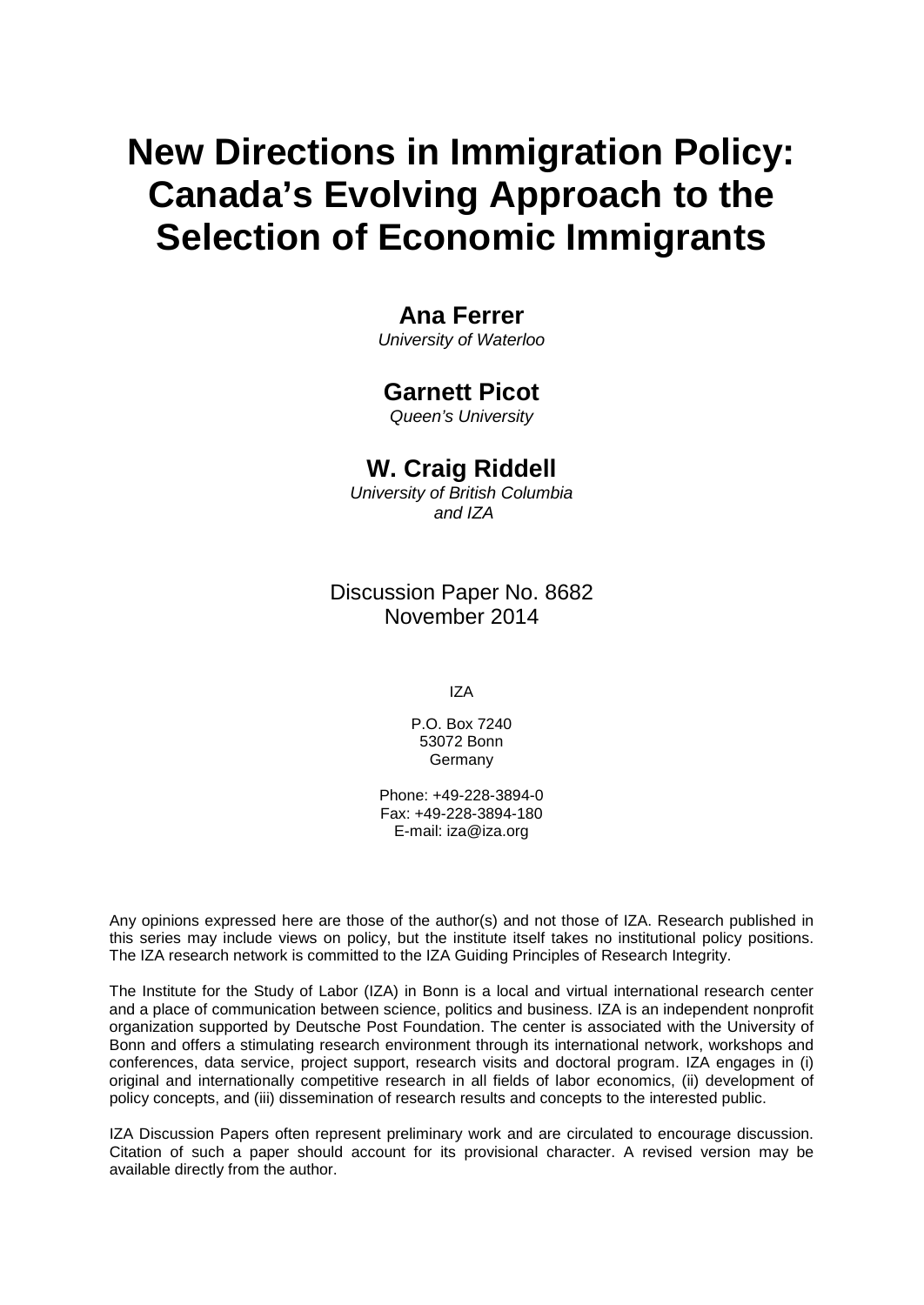# New Directions in Immigration Policy: Canada's Evolving Approach to the Selection of Economic Immigrants

## Ana Ferrer

*University of Waterloo*

## Garnett Picot

*Queen's University*

## W. Craig Riddell

*University of British Columbia and IZA*

Discussion Paper No. 8682
November 2014

IZA

P.O. Box 7240
53072 Bonn
Germany

Phone: +49-228-3894-0
Fax: +49-228-3894-180
E-mail: iza@iza.org

Any opinions expressed here are those of the author(s) and not those of IZA. Research published in this series may include views on policy, but the institute itself takes no institutional policy positions. The IZA research network is committed to the IZA Guiding Principles of Research Integrity.

The Institute for the Study of Labor (IZA) in Bonn is a local and virtual international research center and a place of communication between science, politics and business. IZA is an independent nonprofit organization supported by Deutsche Post Foundation. The center is associated with the University of Bonn and offers a stimulating research environment through its international network, workshops and conferences, data service, project support, research visits and doctoral program. IZA engages in (i) original and internationally competitive research in all fields of labor economics, (ii) development of policy concepts, and (iii) dissemination of research results and concepts to the interested public.

IZA Discussion Papers often represent preliminary work and are circulated to encourage discussion. Citation of such a paper should account for its provisional character. A revised version may be available directly from the author.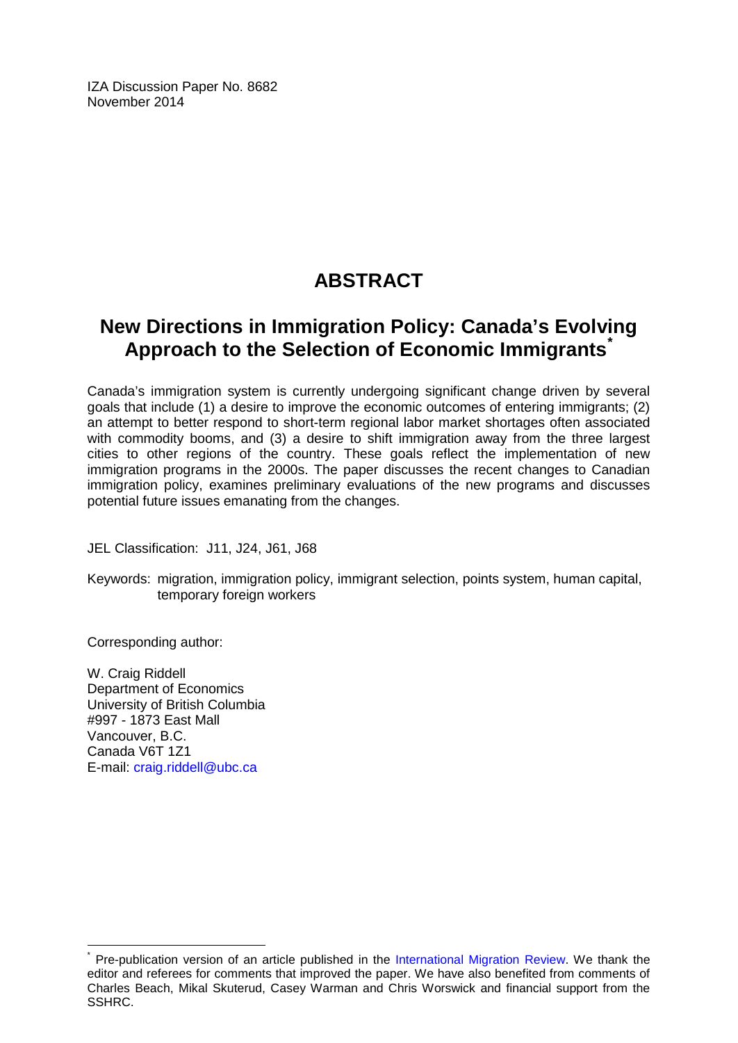IZA Discussion Paper No. 8682
November 2014

# ABSTRACT

## New Directions in Immigration Policy: Canada's Evolving Approach to the Selection of Economic Immigrants*

Canada's immigration system is currently undergoing significant change driven by several goals that include (1) a desire to improve the economic outcomes of entering immigrants; (2) an attempt to better respond to short-term regional labor market shortages often associated with commodity booms, and (3) a desire to shift immigration away from the three largest cities to other regions of the country. These goals reflect the implementation of new immigration programs in the 2000s. The paper discusses the recent changes to Canadian immigration policy, examines preliminary evaluations of the new programs and discusses potential future issues emanating from the changes.

JEL Classification: J11, J24, J61, J68

Keywords: migration, immigration policy, immigrant selection, points system, human capital, temporary foreign workers

Corresponding author:

W. Craig Riddell
Department of Economics
University of British Columbia
#997 - 1873 East Mall
Vancouver, B.C.
Canada V6T 1Z1
E-mail: craig.riddell@ubc.ca

---

* Pre-publication version of an article published in the International Migration Review. We thank the editor and referees for comments that improved the paper. We have also benefited from comments of Charles Beach, Mikal Skuterud, Casey Warman and Chris Worswick and financial support from the SSHRC.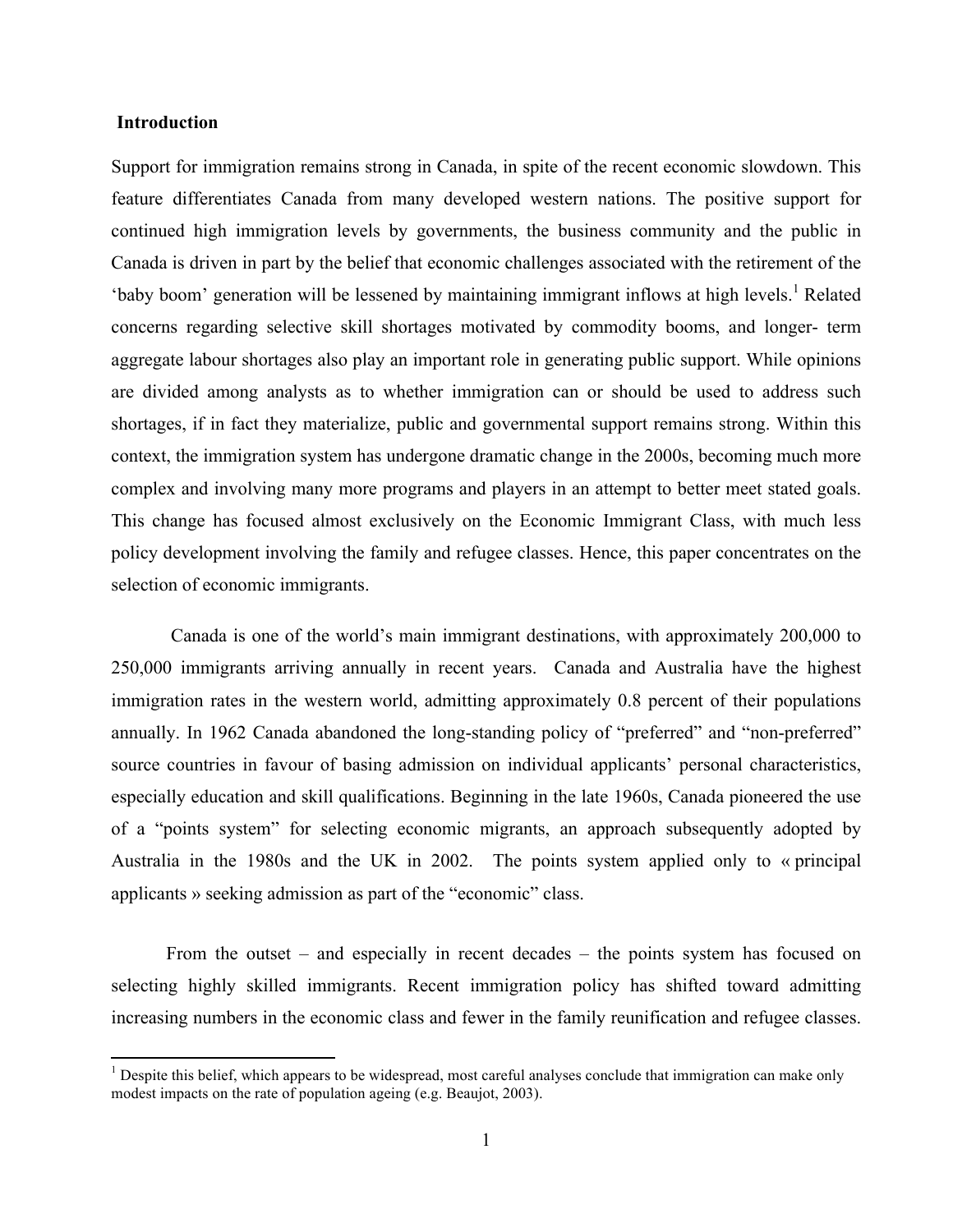## Introduction

Support for immigration remains strong in Canada, in spite of the recent economic slowdown. This feature differentiates Canada from many developed western nations. The positive support for continued high immigration levels by governments, the business community and the public in Canada is driven in part by the belief that economic challenges associated with the retirement of the 'baby boom' generation will be lessened by maintaining immigrant inflows at high levels.[1] Related concerns regarding selective skill shortages motivated by commodity booms, and longer- term aggregate labour shortages also play an important role in generating public support. While opinions are divided among analysts as to whether immigration can or should be used to address such shortages, if in fact they materialize, public and governmental support remains strong. Within this context, the immigration system has undergone dramatic change in the 2000s, becoming much more complex and involving many more programs and players in an attempt to better meet stated goals. This change has focused almost exclusively on the Economic Immigrant Class, with much less policy development involving the family and refugee classes. Hence, this paper concentrates on the selection of economic immigrants.

Canada is one of the world's main immigrant destinations, with approximately 200,000 to 250,000 immigrants arriving annually in recent years. Canada and Australia have the highest immigration rates in the western world, admitting approximately 0.8 percent of their populations annually. In 1962 Canada abandoned the long-standing policy of "preferred" and "non-preferred" source countries in favour of basing admission on individual applicants' personal characteristics, especially education and skill qualifications. Beginning in the late 1960s, Canada pioneered the use of a "points system" for selecting economic migrants, an approach subsequently adopted by Australia in the 1980s and the UK in 2002. The points system applied only to « principal applicants » seeking admission as part of the "economic" class.

From the outset – and especially in recent decades – the points system has focused on selecting highly skilled immigrants. Recent immigration policy has shifted toward admitting increasing numbers in the economic class and fewer in the family reunification and refugee classes.

[1] Despite this belief, which appears to be widespread, most careful analyses conclude that immigration can make only modest impacts on the rate of population ageing (e.g. Beaujot, 2003).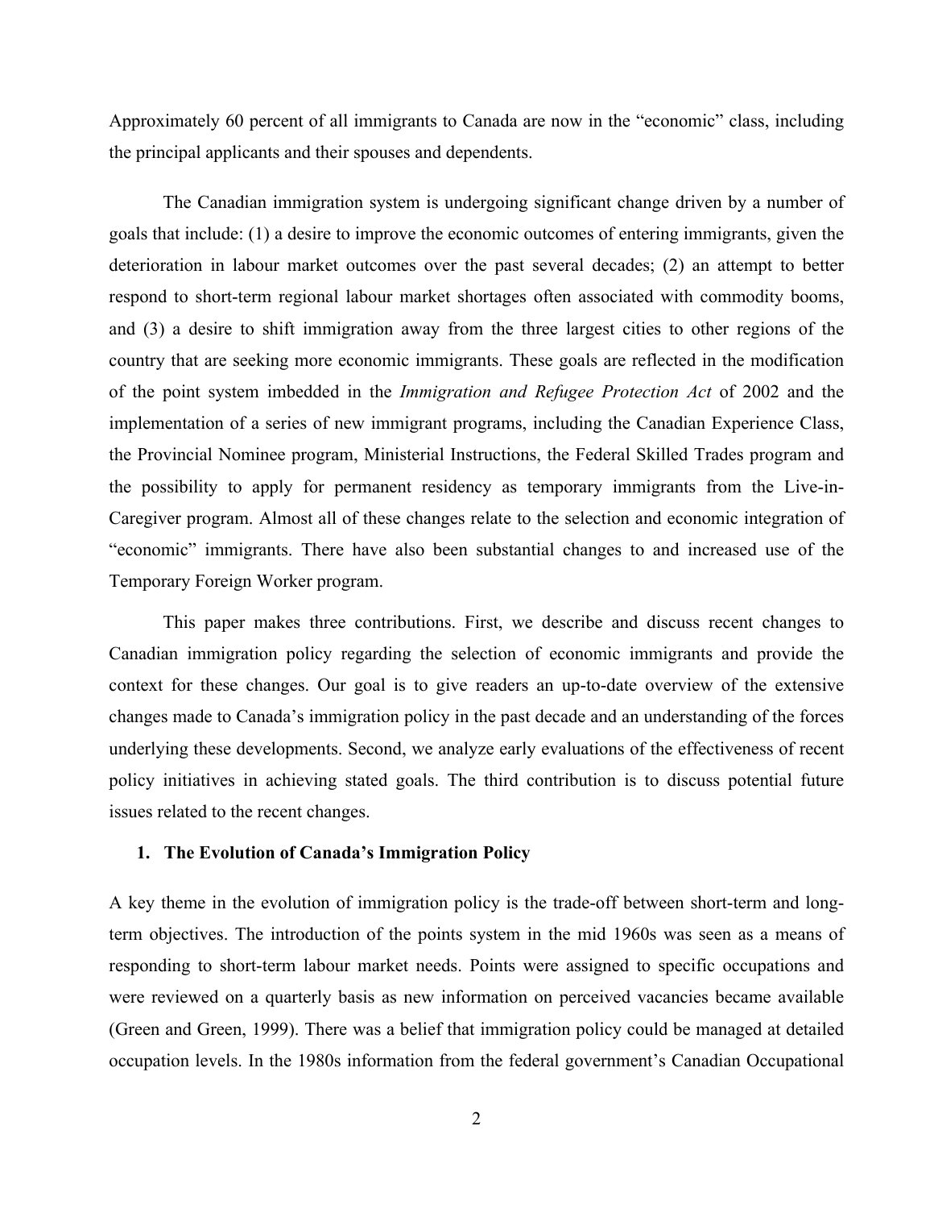Approximately 60 percent of all immigrants to Canada are now in the "economic" class, including the principal applicants and their spouses and dependents.

The Canadian immigration system is undergoing significant change driven by a number of goals that include: (1) a desire to improve the economic outcomes of entering immigrants, given the deterioration in labour market outcomes over the past several decades; (2) an attempt to better respond to short-term regional labour market shortages often associated with commodity booms, and (3) a desire to shift immigration away from the three largest cities to other regions of the country that are seeking more economic immigrants. These goals are reflected in the modification of the point system imbedded in the *Immigration and Refugee Protection Act* of 2002 and the implementation of a series of new immigrant programs, including the Canadian Experience Class, the Provincial Nominee program, Ministerial Instructions, the Federal Skilled Trades program and the possibility to apply for permanent residency as temporary immigrants from the Live-in-Caregiver program. Almost all of these changes relate to the selection and economic integration of "economic" immigrants. There have also been substantial changes to and increased use of the Temporary Foreign Worker program.

This paper makes three contributions. First, we describe and discuss recent changes to Canadian immigration policy regarding the selection of economic immigrants and provide the context for these changes. Our goal is to give readers an up-to-date overview of the extensive changes made to Canada's immigration policy in the past decade and an understanding of the forces underlying these developments. Second, we analyze early evaluations of the effectiveness of recent policy initiatives in achieving stated goals. The third contribution is to discuss potential future issues related to the recent changes.

## 1. The Evolution of Canada's Immigration Policy

A key theme in the evolution of immigration policy is the trade-off between short-term and long-term objectives. The introduction of the points system in the mid 1960s was seen as a means of responding to short-term labour market needs. Points were assigned to specific occupations and were reviewed on a quarterly basis as new information on perceived vacancies became available (Green and Green, 1999). There was a belief that immigration policy could be managed at detailed occupation levels. In the 1980s information from the federal government's Canadian Occupational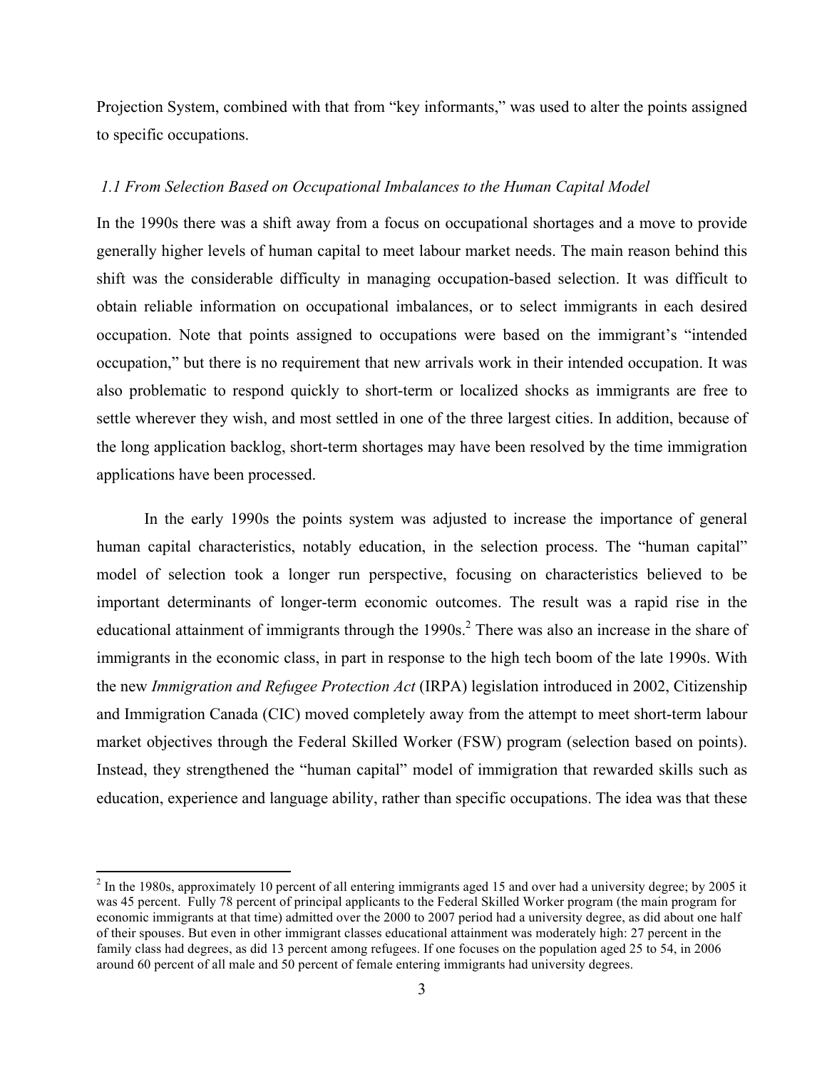Projection System, combined with that from "key informants," was used to alter the points assigned to specific occupations.

### *1.1 From Selection Based on Occupational Imbalances to the Human Capital Model*

In the 1990s there was a shift away from a focus on occupational shortages and a move to provide generally higher levels of human capital to meet labour market needs. The main reason behind this shift was the considerable difficulty in managing occupation-based selection. It was difficult to obtain reliable information on occupational imbalances, or to select immigrants in each desired occupation. Note that points assigned to occupations were based on the immigrant's "intended occupation," but there is no requirement that new arrivals work in their intended occupation. It was also problematic to respond quickly to short-term or localized shocks as immigrants are free to settle wherever they wish, and most settled in one of the three largest cities. In addition, because of the long application backlog, short-term shortages may have been resolved by the time immigration applications have been processed.

In the early 1990s the points system was adjusted to increase the importance of general human capital characteristics, notably education, in the selection process. The "human capital" model of selection took a longer run perspective, focusing on characteristics believed to be important determinants of longer-term economic outcomes. The result was a rapid rise in the educational attainment of immigrants through the 1990s.[2] There was also an increase in the share of immigrants in the economic class, in part in response to the high tech boom of the late 1990s. With the new *Immigration and Refugee Protection Act* (IRPA) legislation introduced in 2002, Citizenship and Immigration Canada (CIC) moved completely away from the attempt to meet short-term labour market objectives through the Federal Skilled Worker (FSW) program (selection based on points). Instead, they strengthened the "human capital" model of immigration that rewarded skills such as education, experience and language ability, rather than specific occupations. The idea was that these

[2] In the 1980s, approximately 10 percent of all entering immigrants aged 15 and over had a university degree; by 2005 it was 45 percent. Fully 78 percent of principal applicants to the Federal Skilled Worker program (the main program for economic immigrants at that time) admitted over the 2000 to 2007 period had a university degree, as did about one half of their spouses. But even in other immigrant classes educational attainment was moderately high: 27 percent in the family class had degrees, as did 13 percent among refugees. If one focuses on the population aged 25 to 54, in 2006 around 60 percent of all male and 50 percent of female entering immigrants had university degrees.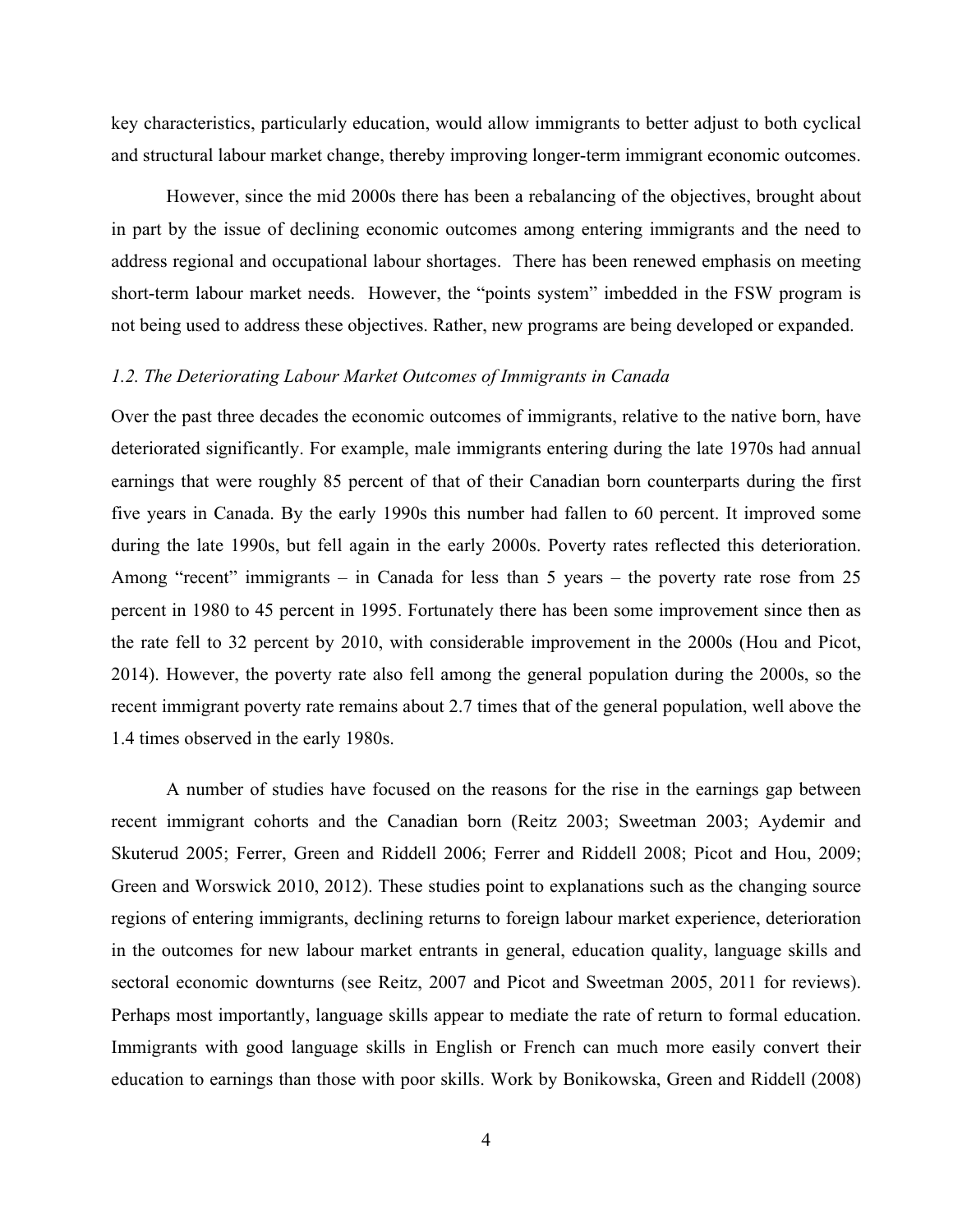key characteristics, particularly education, would allow immigrants to better adjust to both cyclical and structural labour market change, thereby improving longer-term immigrant economic outcomes.

However, since the mid 2000s there has been a rebalancing of the objectives, brought about in part by the issue of declining economic outcomes among entering immigrants and the need to address regional and occupational labour shortages. There has been renewed emphasis on meeting short-term labour market needs. However, the "points system" imbedded in the FSW program is not being used to address these objectives. Rather, new programs are being developed or expanded.

### *1.2. The Deteriorating Labour Market Outcomes of Immigrants in Canada*

Over the past three decades the economic outcomes of immigrants, relative to the native born, have deteriorated significantly. For example, male immigrants entering during the late 1970s had annual earnings that were roughly 85 percent of that of their Canadian born counterparts during the first five years in Canada. By the early 1990s this number had fallen to 60 percent. It improved some during the late 1990s, but fell again in the early 2000s. Poverty rates reflected this deterioration. Among "recent" immigrants – in Canada for less than 5 years – the poverty rate rose from 25 percent in 1980 to 45 percent in 1995. Fortunately there has been some improvement since then as the rate fell to 32 percent by 2010, with considerable improvement in the 2000s (Hou and Picot, 2014). However, the poverty rate also fell among the general population during the 2000s, so the recent immigrant poverty rate remains about 2.7 times that of the general population, well above the 1.4 times observed in the early 1980s.

A number of studies have focused on the reasons for the rise in the earnings gap between recent immigrant cohorts and the Canadian born (Reitz 2003; Sweetman 2003; Aydemir and Skuterud 2005; Ferrer, Green and Riddell 2006; Ferrer and Riddell 2008; Picot and Hou, 2009; Green and Worswick 2010, 2012). These studies point to explanations such as the changing source regions of entering immigrants, declining returns to foreign labour market experience, deterioration in the outcomes for new labour market entrants in general, education quality, language skills and sectoral economic downturns (see Reitz, 2007 and Picot and Sweetman 2005, 2011 for reviews). Perhaps most importantly, language skills appear to mediate the rate of return to formal education. Immigrants with good language skills in English or French can much more easily convert their education to earnings than those with poor skills. Work by Bonikowska, Green and Riddell (2008)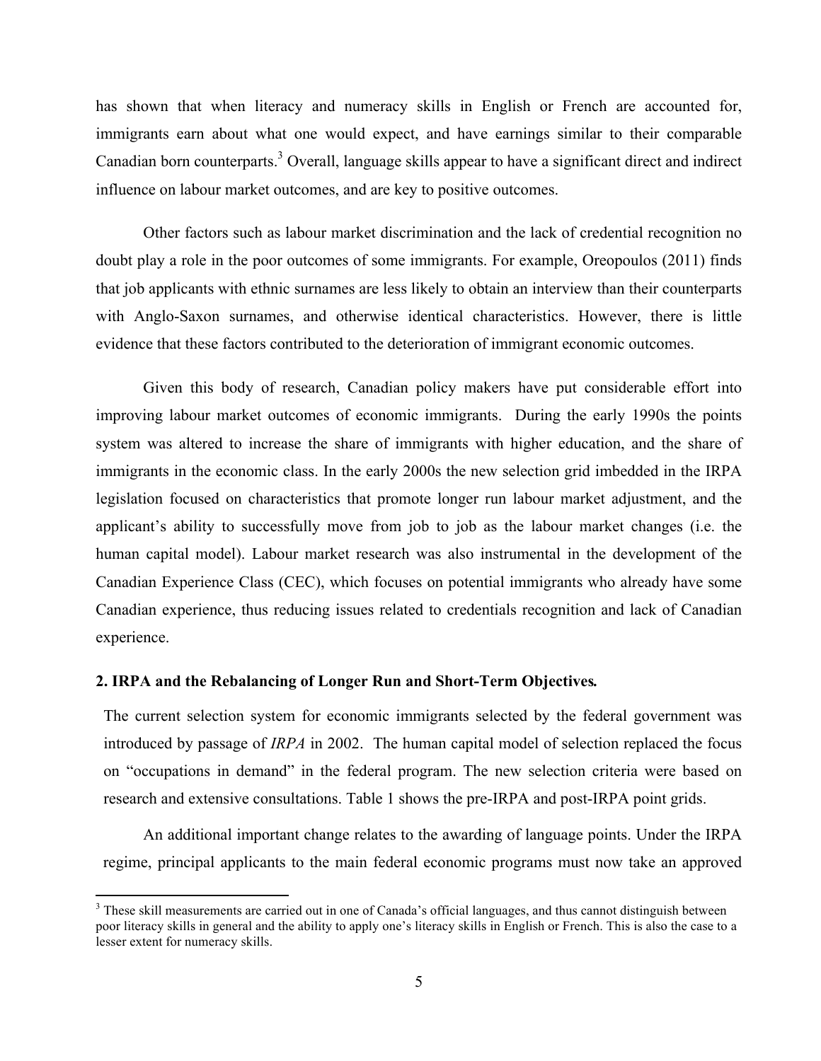has shown that when literacy and numeracy skills in English or French are accounted for, immigrants earn about what one would expect, and have earnings similar to their comparable Canadian born counterparts.[3] Overall, language skills appear to have a significant direct and indirect influence on labour market outcomes, and are key to positive outcomes.

Other factors such as labour market discrimination and the lack of credential recognition no doubt play a role in the poor outcomes of some immigrants. For example, Oreopoulos (2011) finds that job applicants with ethnic surnames are less likely to obtain an interview than their counterparts with Anglo-Saxon surnames, and otherwise identical characteristics. However, there is little evidence that these factors contributed to the deterioration of immigrant economic outcomes.

Given this body of research, Canadian policy makers have put considerable effort into improving labour market outcomes of economic immigrants. During the early 1990s the points system was altered to increase the share of immigrants with higher education, and the share of immigrants in the economic class. In the early 2000s the new selection grid imbedded in the IRPA legislation focused on characteristics that promote longer run labour market adjustment, and the applicant's ability to successfully move from job to job as the labour market changes (i.e. the human capital model). Labour market research was also instrumental in the development of the Canadian Experience Class (CEC), which focuses on potential immigrants who already have some Canadian experience, thus reducing issues related to credentials recognition and lack of Canadian experience.

## 2. IRPA and the Rebalancing of Longer Run and Short-Term Objectives.

The current selection system for economic immigrants selected by the federal government was introduced by passage of *IRPA* in 2002. The human capital model of selection replaced the focus on "occupations in demand" in the federal program. The new selection criteria were based on research and extensive consultations. Table 1 shows the pre-IRPA and post-IRPA point grids.

An additional important change relates to the awarding of language points. Under the IRPA regime, principal applicants to the main federal economic programs must now take an approved

[3] These skill measurements are carried out in one of Canada's official languages, and thus cannot distinguish between poor literacy skills in general and the ability to apply one's literacy skills in English or French. This is also the case to a lesser extent for numeracy skills.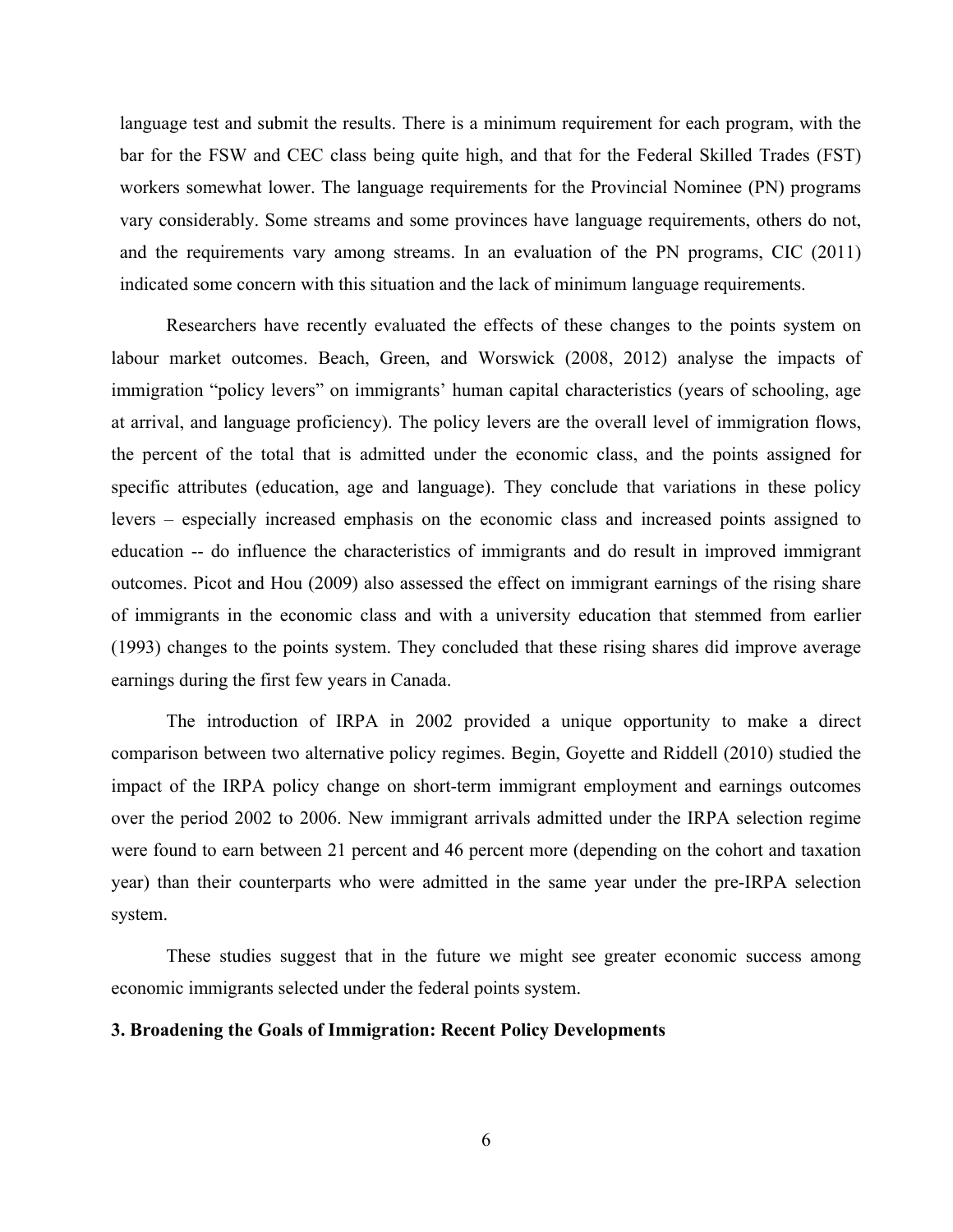language test and submit the results. There is a minimum requirement for each program, with the bar for the FSW and CEC class being quite high, and that for the Federal Skilled Trades (FST) workers somewhat lower. The language requirements for the Provincial Nominee (PN) programs vary considerably. Some streams and some provinces have language requirements, others do not, and the requirements vary among streams. In an evaluation of the PN programs, CIC (2011) indicated some concern with this situation and the lack of minimum language requirements.

Researchers have recently evaluated the effects of these changes to the points system on labour market outcomes. Beach, Green, and Worswick (2008, 2012) analyse the impacts of immigration "policy levers" on immigrants' human capital characteristics (years of schooling, age at arrival, and language proficiency). The policy levers are the overall level of immigration flows, the percent of the total that is admitted under the economic class, and the points assigned for specific attributes (education, age and language). They conclude that variations in these policy levers – especially increased emphasis on the economic class and increased points assigned to education -- do influence the characteristics of immigrants and do result in improved immigrant outcomes. Picot and Hou (2009) also assessed the effect on immigrant earnings of the rising share of immigrants in the economic class and with a university education that stemmed from earlier (1993) changes to the points system. They concluded that these rising shares did improve average earnings during the first few years in Canada.

The introduction of IRPA in 2002 provided a unique opportunity to make a direct comparison between two alternative policy regimes. Begin, Goyette and Riddell (2010) studied the impact of the IRPA policy change on short-term immigrant employment and earnings outcomes over the period 2002 to 2006. New immigrant arrivals admitted under the IRPA selection regime were found to earn between 21 percent and 46 percent more (depending on the cohort and taxation year) than their counterparts who were admitted in the same year under the pre-IRPA selection system.

These studies suggest that in the future we might see greater economic success among economic immigrants selected under the federal points system.

## 3. Broadening the Goals of Immigration: Recent Policy Developments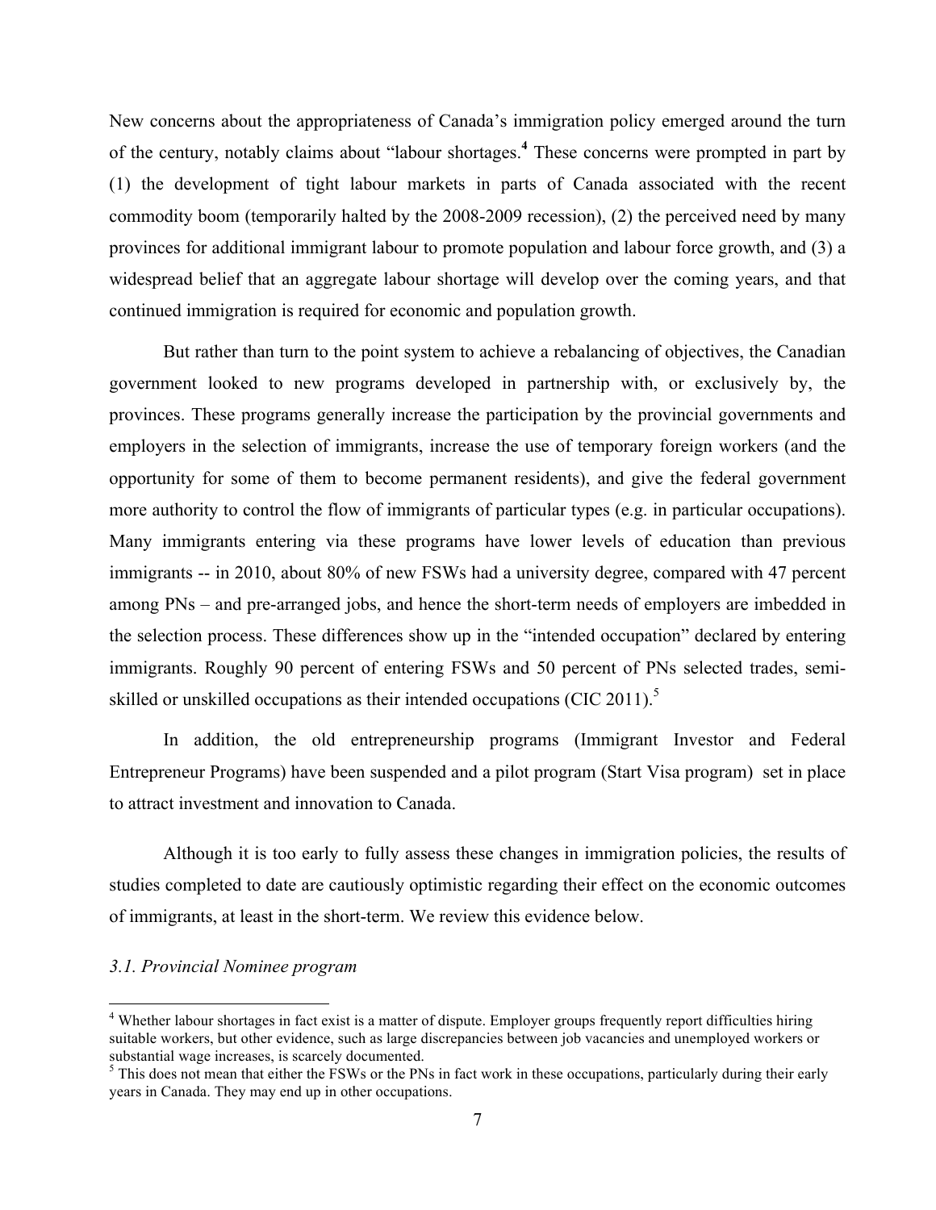New concerns about the appropriateness of Canada's immigration policy emerged around the turn of the century, notably claims about "labour shortages.[4] These concerns were prompted in part by (1) the development of tight labour markets in parts of Canada associated with the recent commodity boom (temporarily halted by the 2008-2009 recession), (2) the perceived need by many provinces for additional immigrant labour to promote population and labour force growth, and (3) a widespread belief that an aggregate labour shortage will develop over the coming years, and that continued immigration is required for economic and population growth.

But rather than turn to the point system to achieve a rebalancing of objectives, the Canadian government looked to new programs developed in partnership with, or exclusively by, the provinces. These programs generally increase the participation by the provincial governments and employers in the selection of immigrants, increase the use of temporary foreign workers (and the opportunity for some of them to become permanent residents), and give the federal government more authority to control the flow of immigrants of particular types (e.g. in particular occupations). Many immigrants entering via these programs have lower levels of education than previous immigrants -- in 2010, about 80% of new FSWs had a university degree, compared with 47 percent among PNs – and pre-arranged jobs, and hence the short-term needs of employers are imbedded in the selection process. These differences show up in the "intended occupation" declared by entering immigrants. Roughly 90 percent of entering FSWs and 50 percent of PNs selected trades, semi-skilled or unskilled occupations as their intended occupations (CIC 2011).[5]

In addition, the old entrepreneurship programs (Immigrant Investor and Federal Entrepreneur Programs) have been suspended and a pilot program (Start Visa program) set in place to attract investment and innovation to Canada.

Although it is too early to fully assess these changes in immigration policies, the results of studies completed to date are cautiously optimistic regarding their effect on the economic outcomes of immigrants, at least in the short-term. We review this evidence below.

### *3.1. Provincial Nominee program*

---

[4] Whether labour shortages in fact exist is a matter of dispute. Employer groups frequently report difficulties hiring suitable workers, but other evidence, such as large discrepancies between job vacancies and unemployed workers or substantial wage increases, is scarcely documented.

[5] This does not mean that either the FSWs or the PNs in fact work in these occupations, particularly during their early years in Canada. They may end up in other occupations.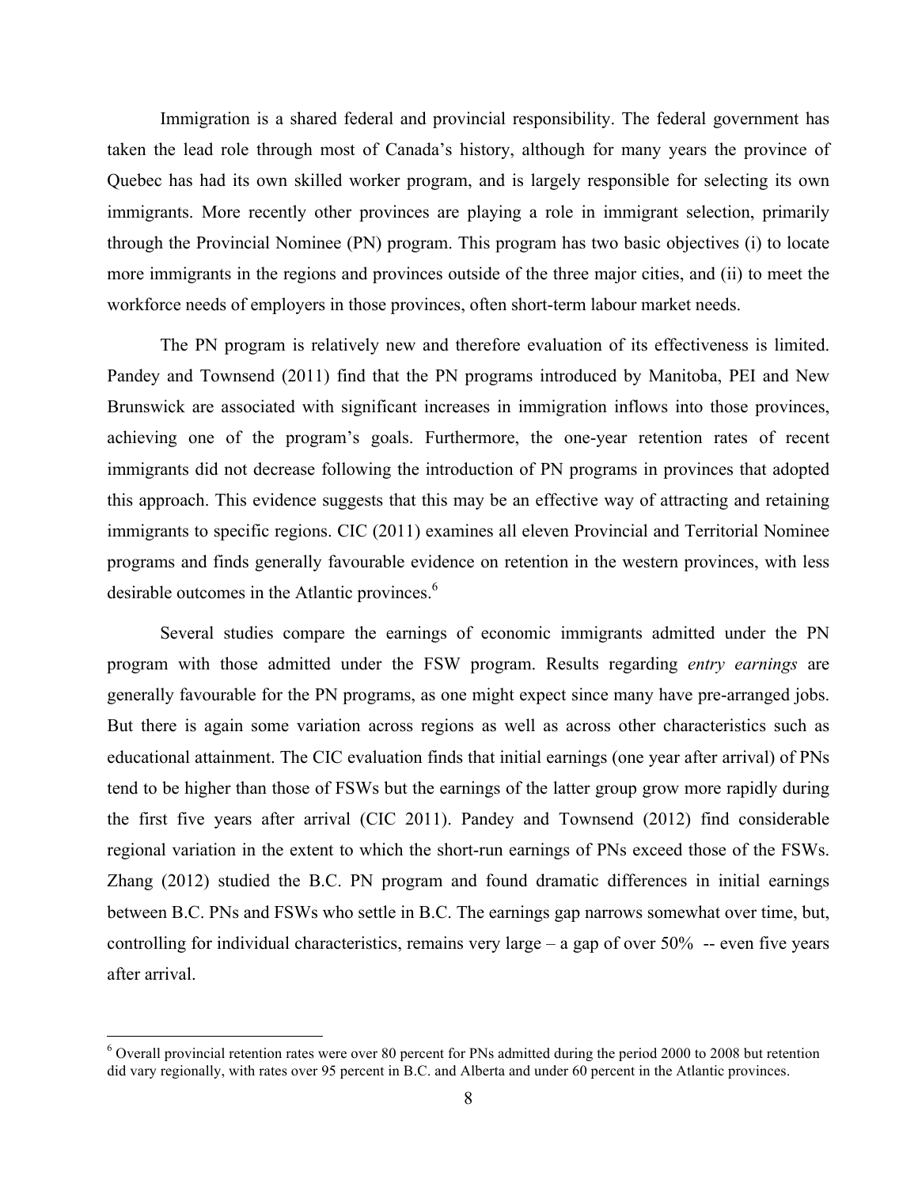Immigration is a shared federal and provincial responsibility. The federal government has taken the lead role through most of Canada's history, although for many years the province of Quebec has had its own skilled worker program, and is largely responsible for selecting its own immigrants. More recently other provinces are playing a role in immigrant selection, primarily through the Provincial Nominee (PN) program. This program has two basic objectives (i) to locate more immigrants in the regions and provinces outside of the three major cities, and (ii) to meet the workforce needs of employers in those provinces, often short-term labour market needs.

The PN program is relatively new and therefore evaluation of its effectiveness is limited. Pandey and Townsend (2011) find that the PN programs introduced by Manitoba, PEI and New Brunswick are associated with significant increases in immigration inflows into those provinces, achieving one of the program's goals. Furthermore, the one-year retention rates of recent immigrants did not decrease following the introduction of PN programs in provinces that adopted this approach. This evidence suggests that this may be an effective way of attracting and retaining immigrants to specific regions. CIC (2011) examines all eleven Provincial and Territorial Nominee programs and finds generally favourable evidence on retention in the western provinces, with less desirable outcomes in the Atlantic provinces.[6]

Several studies compare the earnings of economic immigrants admitted under the PN program with those admitted under the FSW program. Results regarding *entry earnings* are generally favourable for the PN programs, as one might expect since many have pre-arranged jobs. But there is again some variation across regions as well as across other characteristics such as educational attainment. The CIC evaluation finds that initial earnings (one year after arrival) of PNs tend to be higher than those of FSWs but the earnings of the latter group grow more rapidly during the first five years after arrival (CIC 2011). Pandey and Townsend (2012) find considerable regional variation in the extent to which the short-run earnings of PNs exceed those of the FSWs. Zhang (2012) studied the B.C. PN program and found dramatic differences in initial earnings between B.C. PNs and FSWs who settle in B.C. The earnings gap narrows somewhat over time, but, controlling for individual characteristics, remains very large – a gap of over 50% -- even five years after arrival.

---

[6] Overall provincial retention rates were over 80 percent for PNs admitted during the period 2000 to 2008 but retention did vary regionally, with rates over 95 percent in B.C. and Alberta and under 60 percent in the Atlantic provinces.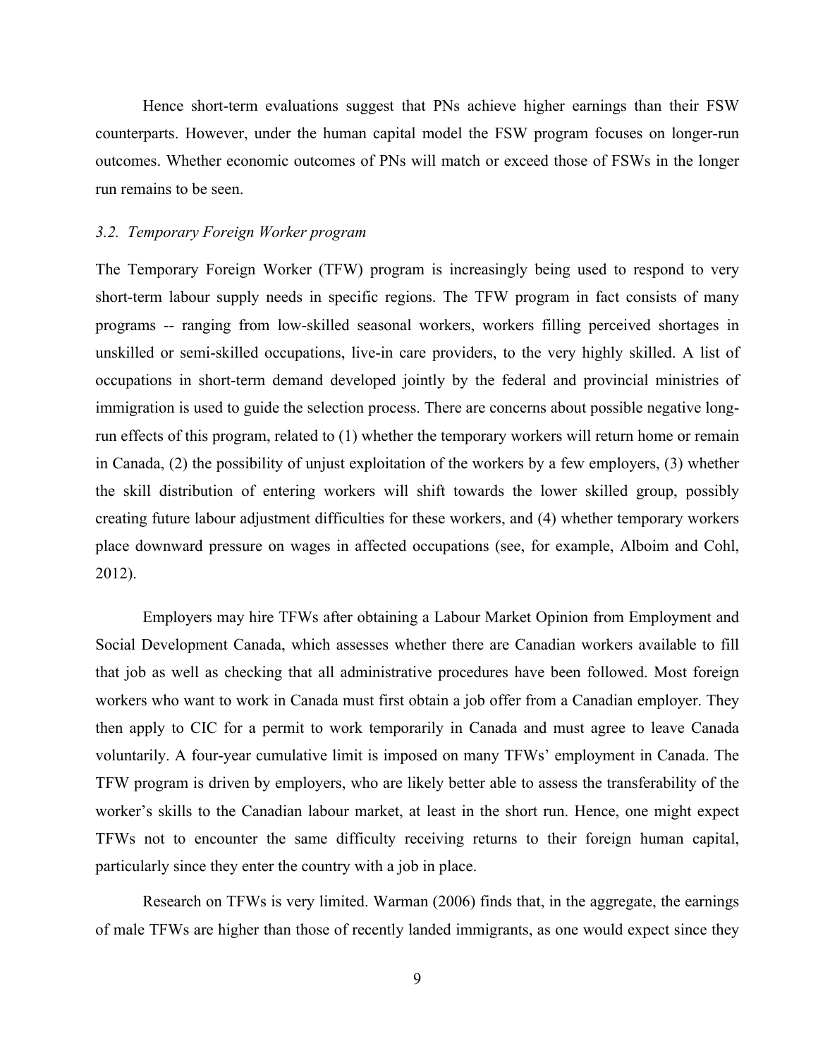Hence short-term evaluations suggest that PNs achieve higher earnings than their FSW counterparts. However, under the human capital model the FSW program focuses on longer-run outcomes. Whether economic outcomes of PNs will match or exceed those of FSWs in the longer run remains to be seen.

### *3.2. Temporary Foreign Worker program*

The Temporary Foreign Worker (TFW) program is increasingly being used to respond to very short-term labour supply needs in specific regions. The TFW program in fact consists of many programs -- ranging from low-skilled seasonal workers, workers filling perceived shortages in unskilled or semi-skilled occupations, live-in care providers, to the very highly skilled. A list of occupations in short-term demand developed jointly by the federal and provincial ministries of immigration is used to guide the selection process. There are concerns about possible negative long-run effects of this program, related to (1) whether the temporary workers will return home or remain in Canada, (2) the possibility of unjust exploitation of the workers by a few employers, (3) whether the skill distribution of entering workers will shift towards the lower skilled group, possibly creating future labour adjustment difficulties for these workers, and (4) whether temporary workers place downward pressure on wages in affected occupations (see, for example, Alboim and Cohl, 2012).

Employers may hire TFWs after obtaining a Labour Market Opinion from Employment and Social Development Canada, which assesses whether there are Canadian workers available to fill that job as well as checking that all administrative procedures have been followed. Most foreign workers who want to work in Canada must first obtain a job offer from a Canadian employer. They then apply to CIC for a permit to work temporarily in Canada and must agree to leave Canada voluntarily. A four-year cumulative limit is imposed on many TFWs' employment in Canada. The TFW program is driven by employers, who are likely better able to assess the transferability of the worker's skills to the Canadian labour market, at least in the short run. Hence, one might expect TFWs not to encounter the same difficulty receiving returns to their foreign human capital, particularly since they enter the country with a job in place.

Research on TFWs is very limited. Warman (2006) finds that, in the aggregate, the earnings of male TFWs are higher than those of recently landed immigrants, as one would expect since they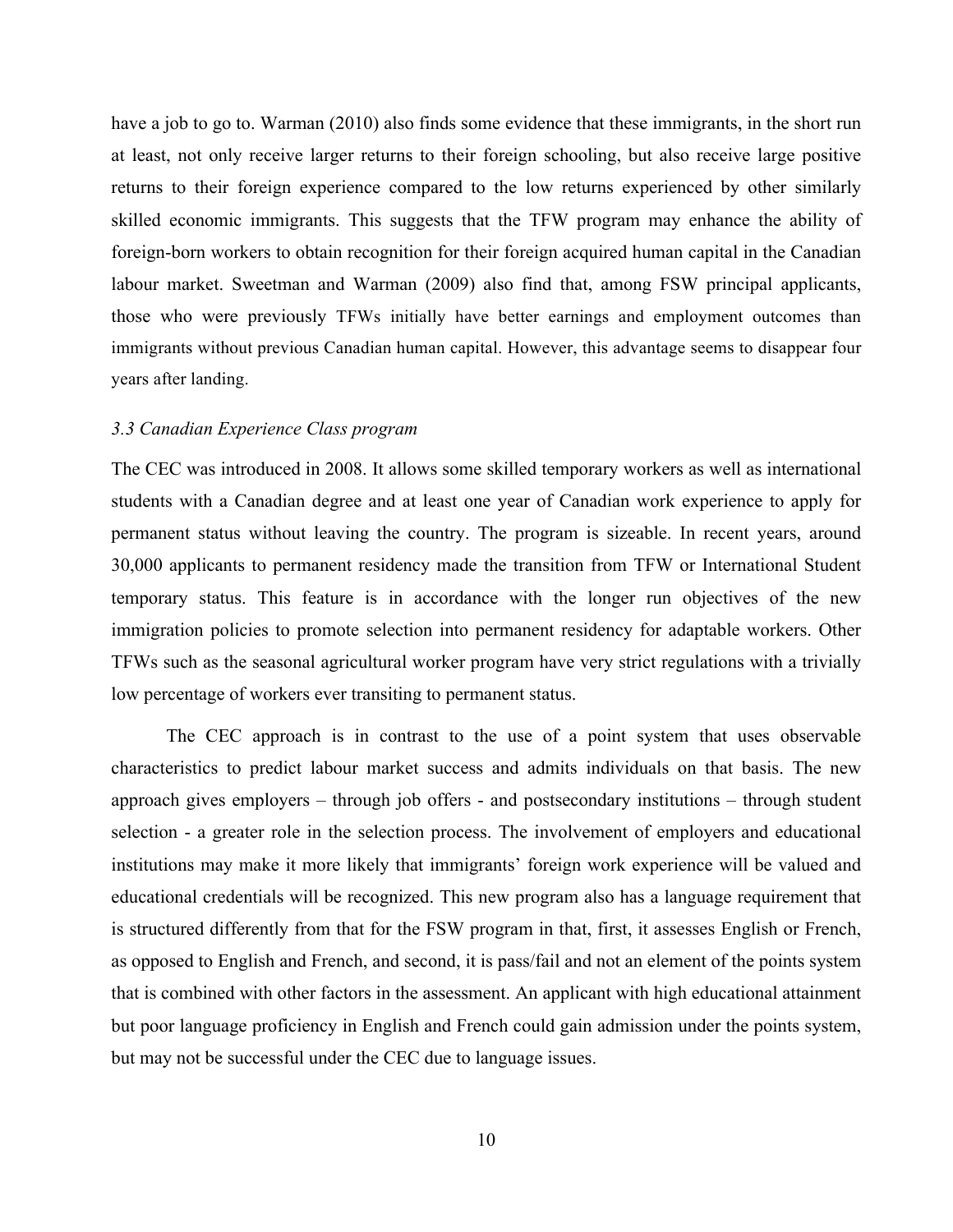have a job to go to. Warman (2010) also finds some evidence that these immigrants, in the short run at least, not only receive larger returns to their foreign schooling, but also receive large positive returns to their foreign experience compared to the low returns experienced by other similarly skilled economic immigrants. This suggests that the TFW program may enhance the ability of foreign-born workers to obtain recognition for their foreign acquired human capital in the Canadian labour market. Sweetman and Warman (2009) also find that, among FSW principal applicants, those who were previously TFWs initially have better earnings and employment outcomes than immigrants without previous Canadian human capital. However, this advantage seems to disappear four years after landing.

### *3.3 Canadian Experience Class program*

The CEC was introduced in 2008. It allows some skilled temporary workers as well as international students with a Canadian degree and at least one year of Canadian work experience to apply for permanent status without leaving the country. The program is sizeable. In recent years, around 30,000 applicants to permanent residency made the transition from TFW or International Student temporary status. This feature is in accordance with the longer run objectives of the new immigration policies to promote selection into permanent residency for adaptable workers. Other TFWs such as the seasonal agricultural worker program have very strict regulations with a trivially low percentage of workers ever transiting to permanent status.

The CEC approach is in contrast to the use of a point system that uses observable characteristics to predict labour market success and admits individuals on that basis. The new approach gives employers – through job offers - and postsecondary institutions – through student selection - a greater role in the selection process. The involvement of employers and educational institutions may make it more likely that immigrants' foreign work experience will be valued and educational credentials will be recognized. This new program also has a language requirement that is structured differently from that for the FSW program in that, first, it assesses English or French, as opposed to English and French, and second, it is pass/fail and not an element of the points system that is combined with other factors in the assessment. An applicant with high educational attainment but poor language proficiency in English and French could gain admission under the points system, but may not be successful under the CEC due to language issues.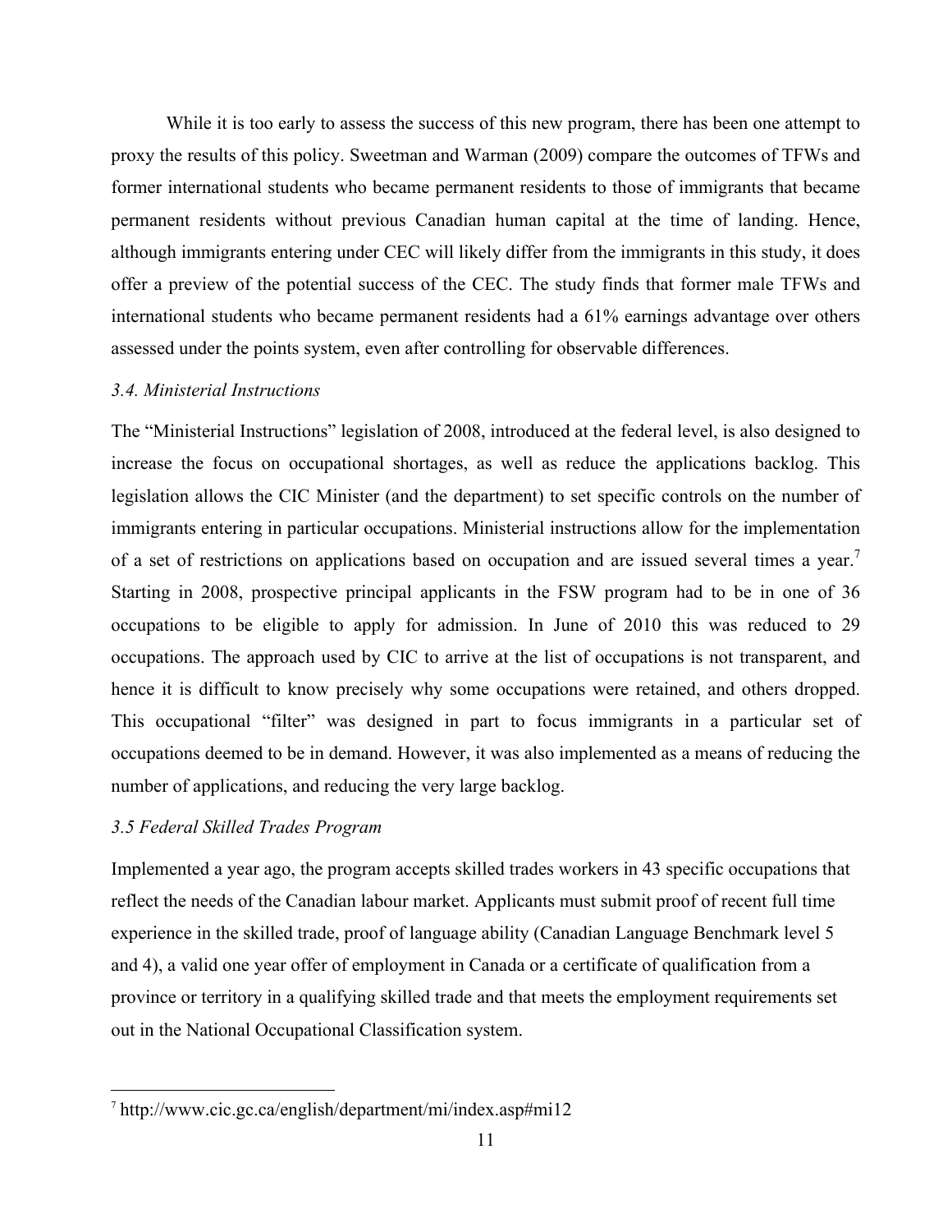While it is too early to assess the success of this new program, there has been one attempt to proxy the results of this policy. Sweetman and Warman (2009) compare the outcomes of TFWs and former international students who became permanent residents to those of immigrants that became permanent residents without previous Canadian human capital at the time of landing. Hence, although immigrants entering under CEC will likely differ from the immigrants in this study, it does offer a preview of the potential success of the CEC. The study finds that former male TFWs and international students who became permanent residents had a 61% earnings advantage over others assessed under the points system, even after controlling for observable differences.

### *3.4. Ministerial Instructions*

The "Ministerial Instructions" legislation of 2008, introduced at the federal level, is also designed to increase the focus on occupational shortages, as well as reduce the applications backlog. This legislation allows the CIC Minister (and the department) to set specific controls on the number of immigrants entering in particular occupations. Ministerial instructions allow for the implementation of a set of restrictions on applications based on occupation and are issued several times a year.[7] Starting in 2008, prospective principal applicants in the FSW program had to be in one of 36 occupations to be eligible to apply for admission. In June of 2010 this was reduced to 29 occupations. The approach used by CIC to arrive at the list of occupations is not transparent, and hence it is difficult to know precisely why some occupations were retained, and others dropped. This occupational "filter" was designed in part to focus immigrants in a particular set of occupations deemed to be in demand. However, it was also implemented as a means of reducing the number of applications, and reducing the very large backlog.

### *3.5 Federal Skilled Trades Program*

Implemented a year ago, the program accepts skilled trades workers in 43 specific occupations that reflect the needs of the Canadian labour market. Applicants must submit proof of recent full time experience in the skilled trade, proof of language ability (Canadian Language Benchmark level 5 and 4), a valid one year offer of employment in Canada or a certificate of qualification from a province or territory in a qualifying skilled trade and that meets the employment requirements set out in the National Occupational Classification system.

---

[7] http://www.cic.gc.ca/english/department/mi/index.asp#mi12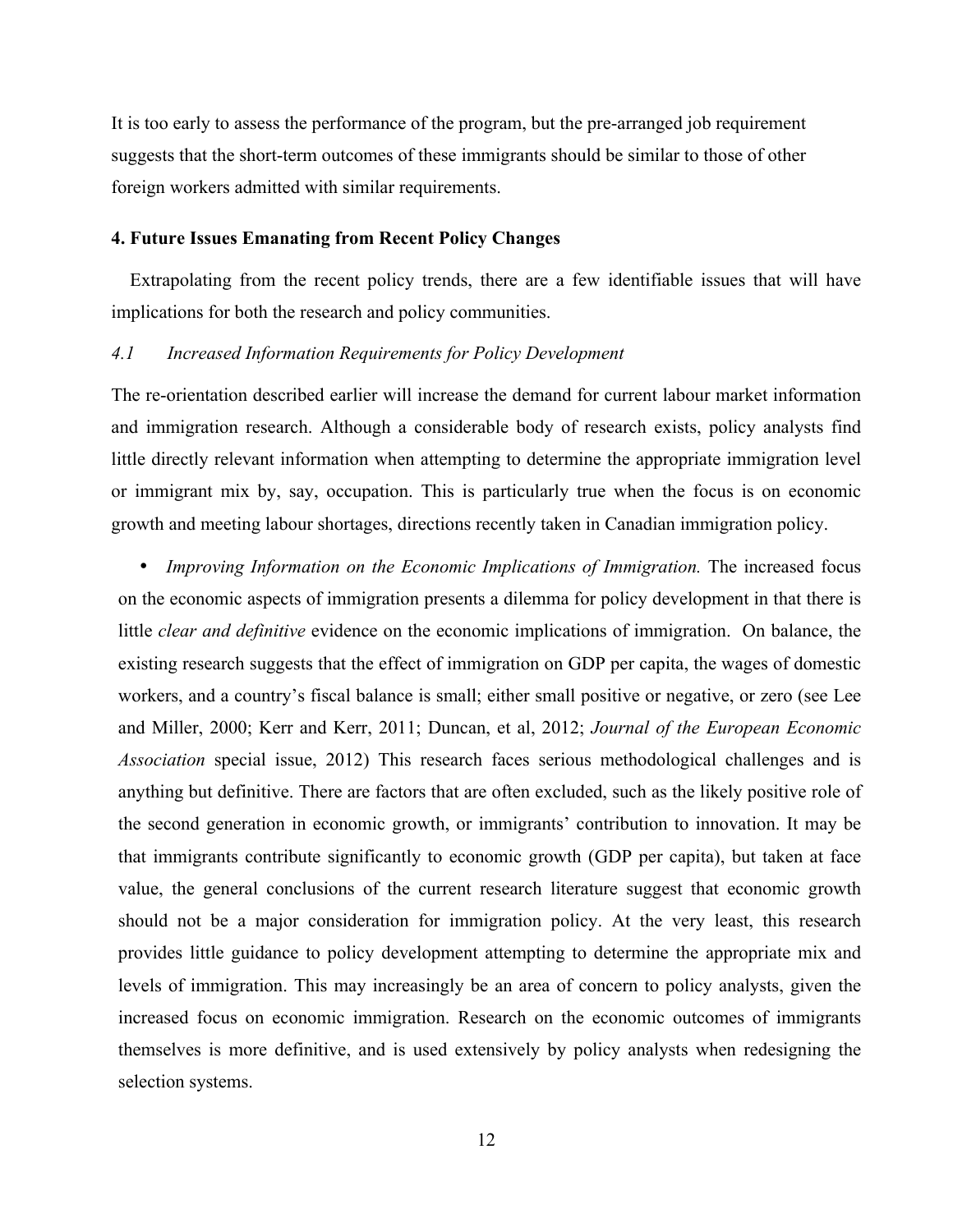It is too early to assess the performance of the program, but the pre-arranged job requirement suggests that the short-term outcomes of these immigrants should be similar to those of other foreign workers admitted with similar requirements.

## 4. Future Issues Emanating from Recent Policy Changes

Extrapolating from the recent policy trends, there are a few identifiable issues that will have implications for both the research and policy communities.

### *4.1 Increased Information Requirements for Policy Development*

The re-orientation described earlier will increase the demand for current labour market information and immigration research. Although a considerable body of research exists, policy analysts find little directly relevant information when attempting to determine the appropriate immigration level or immigrant mix by, say, occupation. This is particularly true when the focus is on economic growth and meeting labour shortages, directions recently taken in Canadian immigration policy.

- *Improving Information on the Economic Implications of Immigration.* The increased focus on the economic aspects of immigration presents a dilemma for policy development in that there is little *clear and definitive* evidence on the economic implications of immigration. On balance, the existing research suggests that the effect of immigration on GDP per capita, the wages of domestic workers, and a country's fiscal balance is small; either small positive or negative, or zero (see Lee and Miller, 2000; Kerr and Kerr, 2011; Duncan, et al, 2012; *Journal of the European Economic Association* special issue, 2012) This research faces serious methodological challenges and is anything but definitive. There are factors that are often excluded, such as the likely positive role of the second generation in economic growth, or immigrants' contribution to innovation. It may be that immigrants contribute significantly to economic growth (GDP per capita), but taken at face value, the general conclusions of the current research literature suggest that economic growth should not be a major consideration for immigration policy. At the very least, this research provides little guidance to policy development attempting to determine the appropriate mix and levels of immigration. This may increasingly be an area of concern to policy analysts, given the increased focus on economic immigration. Research on the economic outcomes of immigrants themselves is more definitive, and is used extensively by policy analysts when redesigning the selection systems.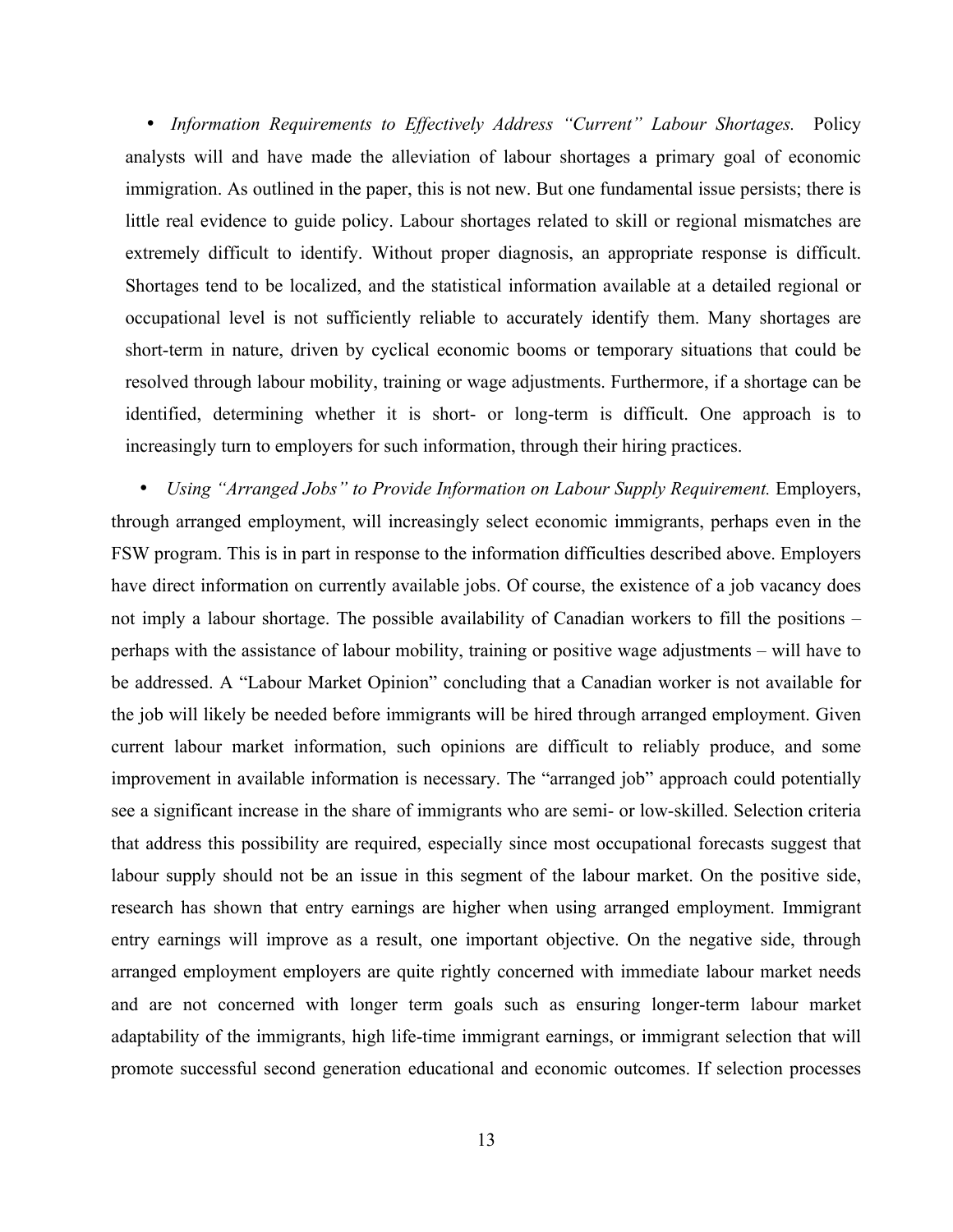- *Information Requirements to Effectively Address "Current" Labour Shortages.* Policy analysts will and have made the alleviation of labour shortages a primary goal of economic immigration. As outlined in the paper, this is not new. But one fundamental issue persists; there is little real evidence to guide policy. Labour shortages related to skill or regional mismatches are extremely difficult to identify. Without proper diagnosis, an appropriate response is difficult. Shortages tend to be localized, and the statistical information available at a detailed regional or occupational level is not sufficiently reliable to accurately identify them. Many shortages are short-term in nature, driven by cyclical economic booms or temporary situations that could be resolved through labour mobility, training or wage adjustments. Furthermore, if a shortage can be identified, determining whether it is short- or long-term is difficult. One approach is to increasingly turn to employers for such information, through their hiring practices.

- *Using "Arranged Jobs" to Provide Information on Labour Supply Requirement.* Employers, through arranged employment, will increasingly select economic immigrants, perhaps even in the FSW program. This is in part in response to the information difficulties described above. Employers have direct information on currently available jobs. Of course, the existence of a job vacancy does not imply a labour shortage. The possible availability of Canadian workers to fill the positions – perhaps with the assistance of labour mobility, training or positive wage adjustments – will have to be addressed. A "Labour Market Opinion" concluding that a Canadian worker is not available for the job will likely be needed before immigrants will be hired through arranged employment. Given current labour market information, such opinions are difficult to reliably produce, and some improvement in available information is necessary. The "arranged job" approach could potentially see a significant increase in the share of immigrants who are semi- or low-skilled. Selection criteria that address this possibility are required, especially since most occupational forecasts suggest that labour supply should not be an issue in this segment of the labour market. On the positive side, research has shown that entry earnings are higher when using arranged employment. Immigrant entry earnings will improve as a result, one important objective. On the negative side, through arranged employment employers are quite rightly concerned with immediate labour market needs and are not concerned with longer term goals such as ensuring longer-term labour market adaptability of the immigrants, high life-time immigrant earnings, or immigrant selection that will promote successful second generation educational and economic outcomes. If selection processes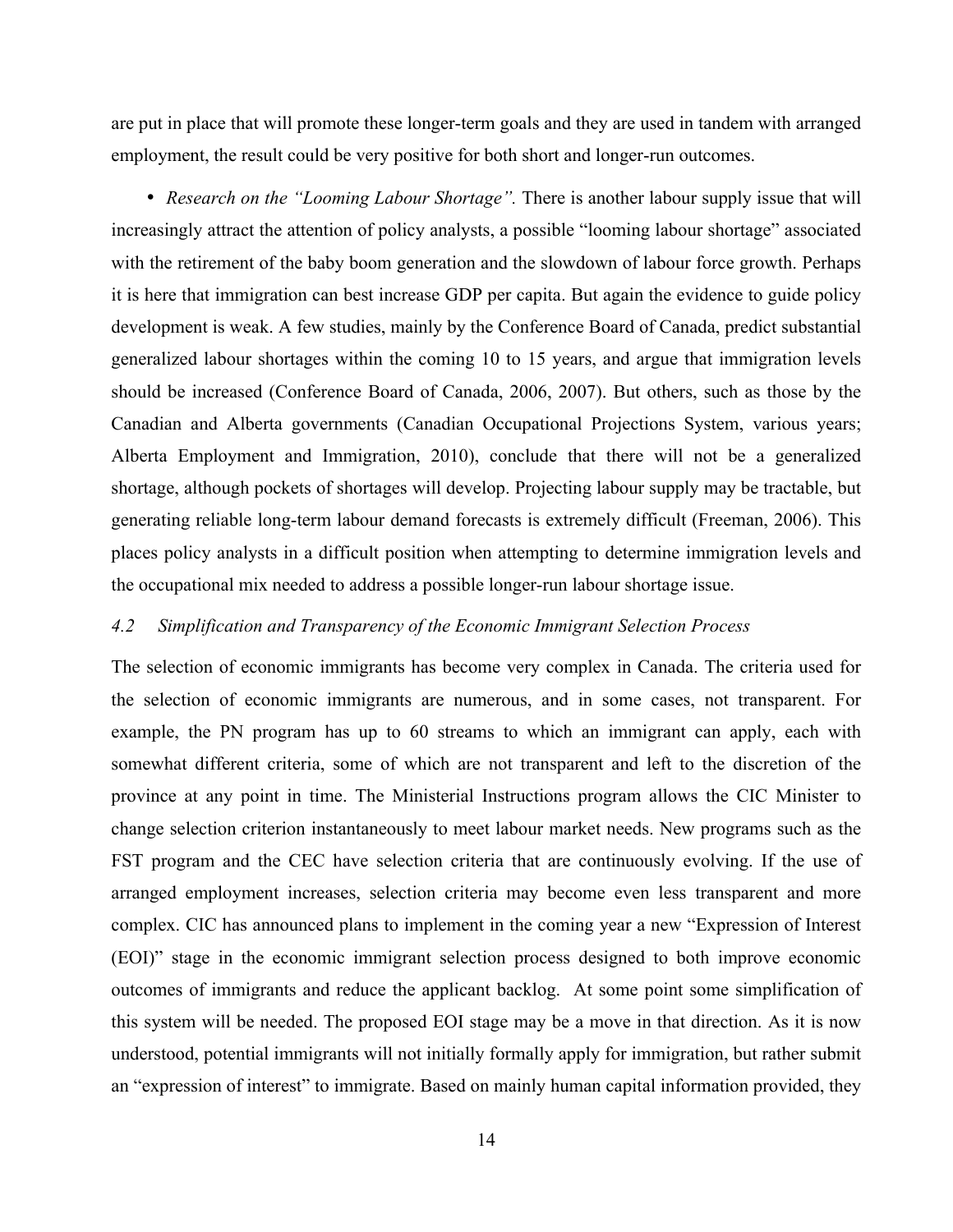are put in place that will promote these longer-term goals and they are used in tandem with arranged employment, the result could be very positive for both short and longer-run outcomes.

- *Research on the "Looming Labour Shortage".* There is another labour supply issue that will increasingly attract the attention of policy analysts, a possible "looming labour shortage" associated with the retirement of the baby boom generation and the slowdown of labour force growth. Perhaps it is here that immigration can best increase GDP per capita. But again the evidence to guide policy development is weak. A few studies, mainly by the Conference Board of Canada, predict substantial generalized labour shortages within the coming 10 to 15 years, and argue that immigration levels should be increased (Conference Board of Canada, 2006, 2007). But others, such as those by the Canadian and Alberta governments (Canadian Occupational Projections System, various years; Alberta Employment and Immigration, 2010), conclude that there will not be a generalized shortage, although pockets of shortages will develop. Projecting labour supply may be tractable, but generating reliable long-term labour demand forecasts is extremely difficult (Freeman, 2006). This places policy analysts in a difficult position when attempting to determine immigration levels and the occupational mix needed to address a possible longer-run labour shortage issue.

### *4.2 Simplification and Transparency of the Economic Immigrant Selection Process*

The selection of economic immigrants has become very complex in Canada. The criteria used for the selection of economic immigrants are numerous, and in some cases, not transparent. For example, the PN program has up to 60 streams to which an immigrant can apply, each with somewhat different criteria, some of which are not transparent and left to the discretion of the province at any point in time. The Ministerial Instructions program allows the CIC Minister to change selection criterion instantaneously to meet labour market needs. New programs such as the FST program and the CEC have selection criteria that are continuously evolving. If the use of arranged employment increases, selection criteria may become even less transparent and more complex. CIC has announced plans to implement in the coming year a new "Expression of Interest (EOI)" stage in the economic immigrant selection process designed to both improve economic outcomes of immigrants and reduce the applicant backlog. At some point some simplification of this system will be needed. The proposed EOI stage may be a move in that direction. As it is now understood, potential immigrants will not initially formally apply for immigration, but rather submit an "expression of interest" to immigrate. Based on mainly human capital information provided, they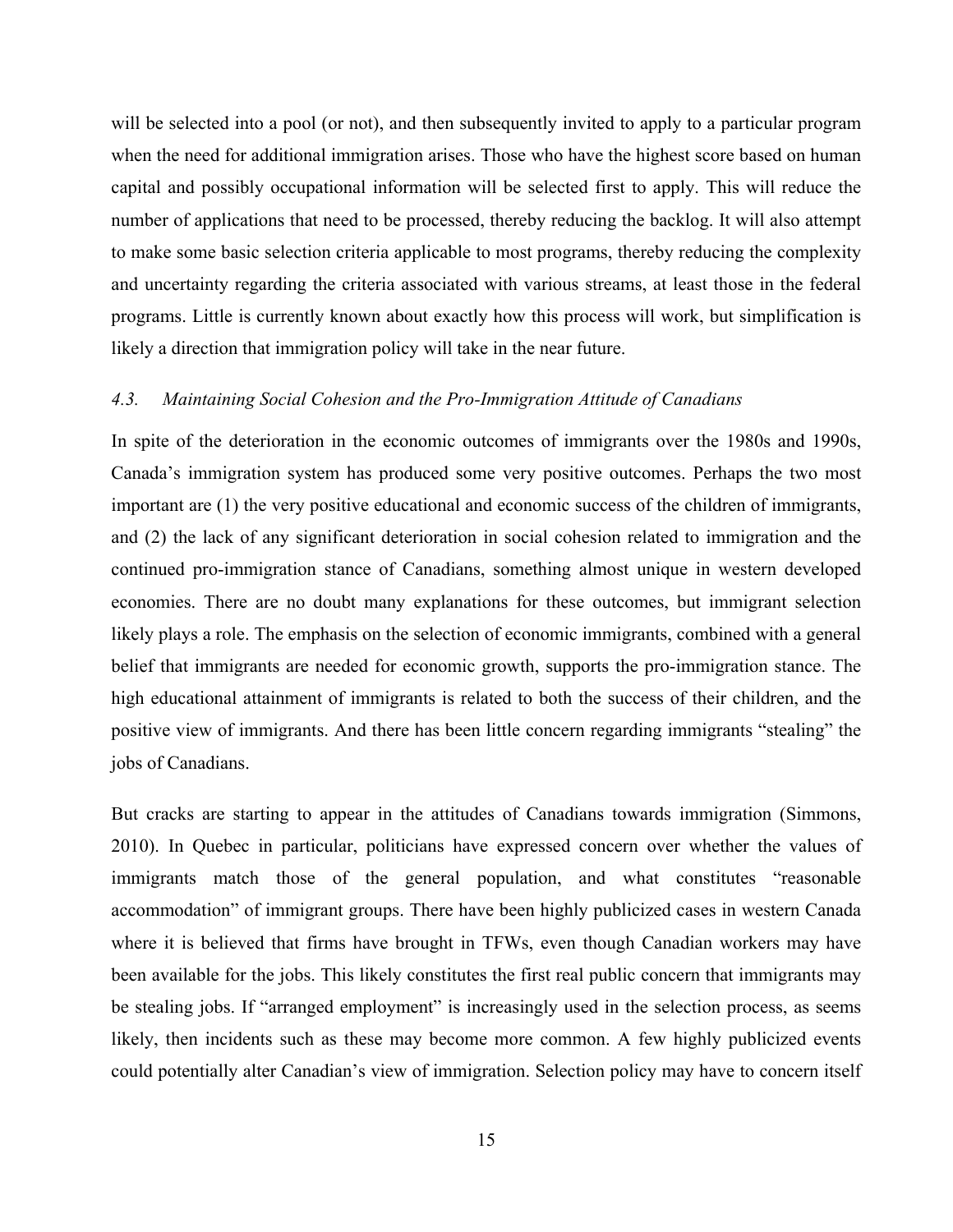will be selected into a pool (or not), and then subsequently invited to apply to a particular program when the need for additional immigration arises. Those who have the highest score based on human capital and possibly occupational information will be selected first to apply. This will reduce the number of applications that need to be processed, thereby reducing the backlog. It will also attempt to make some basic selection criteria applicable to most programs, thereby reducing the complexity and uncertainty regarding the criteria associated with various streams, at least those in the federal programs. Little is currently known about exactly how this process will work, but simplification is likely a direction that immigration policy will take in the near future.

### *4.3. Maintaining Social Cohesion and the Pro-Immigration Attitude of Canadians*

In spite of the deterioration in the economic outcomes of immigrants over the 1980s and 1990s, Canada's immigration system has produced some very positive outcomes. Perhaps the two most important are (1) the very positive educational and economic success of the children of immigrants, and (2) the lack of any significant deterioration in social cohesion related to immigration and the continued pro-immigration stance of Canadians, something almost unique in western developed economies. There are no doubt many explanations for these outcomes, but immigrant selection likely plays a role. The emphasis on the selection of economic immigrants, combined with a general belief that immigrants are needed for economic growth, supports the pro-immigration stance. The high educational attainment of immigrants is related to both the success of their children, and the positive view of immigrants. And there has been little concern regarding immigrants "stealing" the jobs of Canadians.

But cracks are starting to appear in the attitudes of Canadians towards immigration (Simmons, 2010). In Quebec in particular, politicians have expressed concern over whether the values of immigrants match those of the general population, and what constitutes "reasonable accommodation" of immigrant groups. There have been highly publicized cases in western Canada where it is believed that firms have brought in TFWs, even though Canadian workers may have been available for the jobs. This likely constitutes the first real public concern that immigrants may be stealing jobs. If "arranged employment" is increasingly used in the selection process, as seems likely, then incidents such as these may become more common. A few highly publicized events could potentially alter Canadian's view of immigration. Selection policy may have to concern itself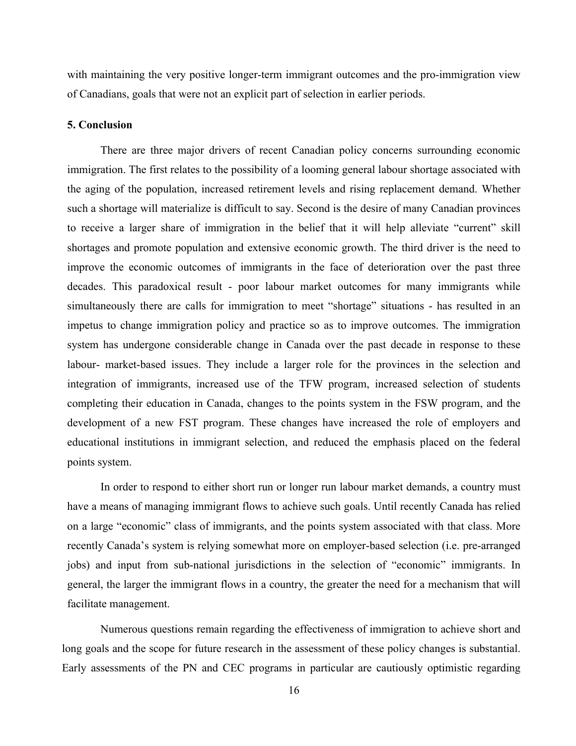with maintaining the very positive longer-term immigrant outcomes and the pro-immigration view of Canadians, goals that were not an explicit part of selection in earlier periods.

## 5. Conclusion

There are three major drivers of recent Canadian policy concerns surrounding economic immigration. The first relates to the possibility of a looming general labour shortage associated with the aging of the population, increased retirement levels and rising replacement demand. Whether such a shortage will materialize is difficult to say. Second is the desire of many Canadian provinces to receive a larger share of immigration in the belief that it will help alleviate "current" skill shortages and promote population and extensive economic growth. The third driver is the need to improve the economic outcomes of immigrants in the face of deterioration over the past three decades. This paradoxical result - poor labour market outcomes for many immigrants while simultaneously there are calls for immigration to meet "shortage" situations - has resulted in an impetus to change immigration policy and practice so as to improve outcomes. The immigration system has undergone considerable change in Canada over the past decade in response to these labour- market-based issues. They include a larger role for the provinces in the selection and integration of immigrants, increased use of the TFW program, increased selection of students completing their education in Canada, changes to the points system in the FSW program, and the development of a new FST program. These changes have increased the role of employers and educational institutions in immigrant selection, and reduced the emphasis placed on the federal points system.

In order to respond to either short run or longer run labour market demands, a country must have a means of managing immigrant flows to achieve such goals. Until recently Canada has relied on a large "economic" class of immigrants, and the points system associated with that class. More recently Canada's system is relying somewhat more on employer-based selection (i.e. pre-arranged jobs) and input from sub-national jurisdictions in the selection of "economic" immigrants. In general, the larger the immigrant flows in a country, the greater the need for a mechanism that will facilitate management.

Numerous questions remain regarding the effectiveness of immigration to achieve short and long goals and the scope for future research in the assessment of these policy changes is substantial. Early assessments of the PN and CEC programs in particular are cautiously optimistic regarding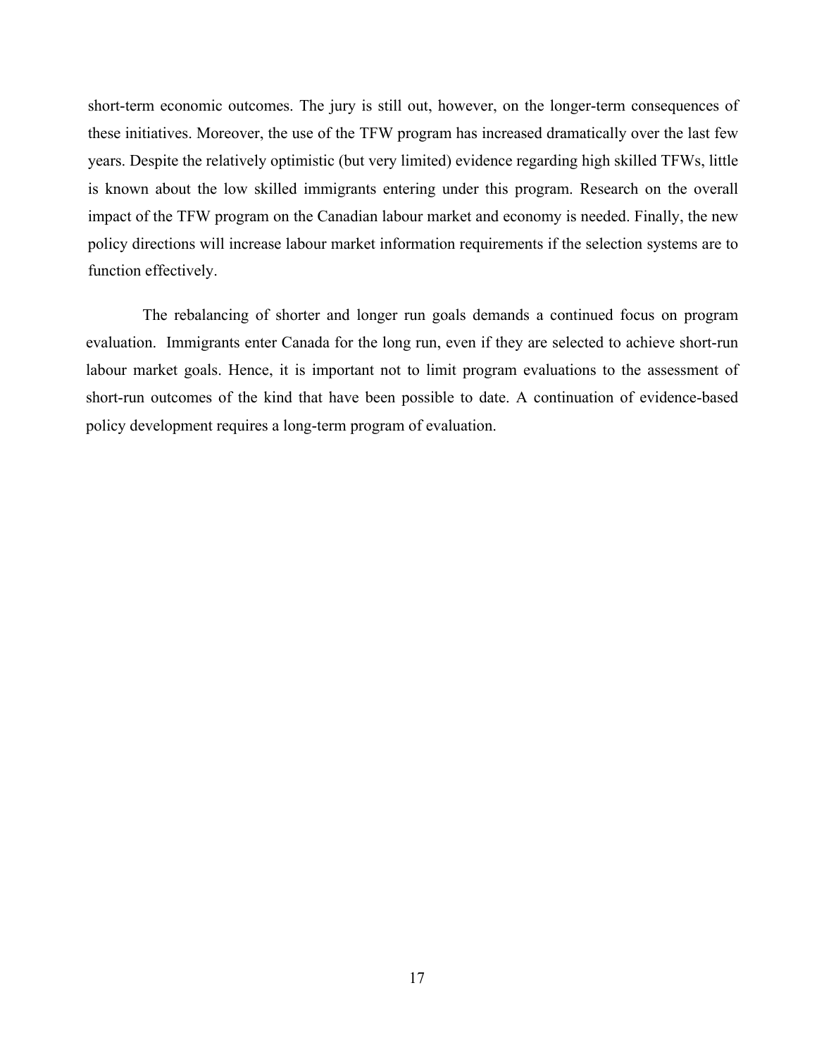short-term economic outcomes. The jury is still out, however, on the longer-term consequences of these initiatives. Moreover, the use of the TFW program has increased dramatically over the last few years. Despite the relatively optimistic (but very limited) evidence regarding high skilled TFWs, little is known about the low skilled immigrants entering under this program. Research on the overall impact of the TFW program on the Canadian labour market and economy is needed. Finally, the new policy directions will increase labour market information requirements if the selection systems are to function effectively.

The rebalancing of shorter and longer run goals demands a continued focus on program evaluation. Immigrants enter Canada for the long run, even if they are selected to achieve short-run labour market goals. Hence, it is important not to limit program evaluations to the assessment of short-run outcomes of the kind that have been possible to date. A continuation of evidence-based policy development requires a long-term program of evaluation.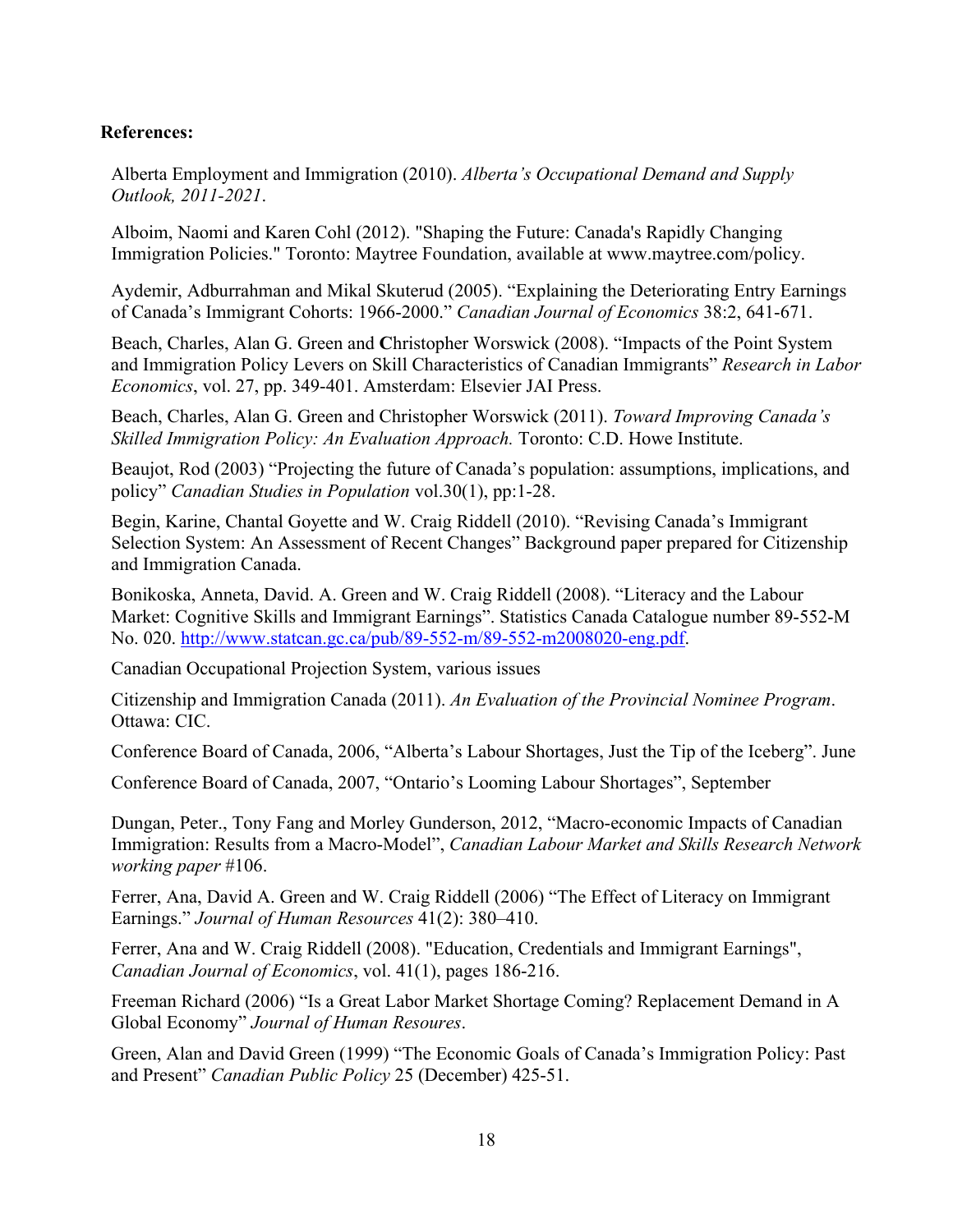**References:**

Alberta Employment and Immigration (2010). *Alberta's Occupational Demand and Supply Outlook, 2011-2021*.

Alboim, Naomi and Karen Cohl (2012). "Shaping the Future: Canada's Rapidly Changing Immigration Policies." Toronto: Maytree Foundation, available at www.maytree.com/policy.

Aydemir, Adburrahman and Mikal Skuterud (2005). "Explaining the Deteriorating Entry Earnings of Canada's Immigrant Cohorts: 1966-2000." *Canadian Journal of Economics* 38:2, 641-671.

Beach, Charles, Alan G. Green and **C**hristopher Worswick (2008). "Impacts of the Point System and Immigration Policy Levers on Skill Characteristics of Canadian Immigrants" *Research in Labor Economics*, vol. 27, pp. 349-401. Amsterdam: Elsevier JAI Press.

Beach, Charles, Alan G. Green and Christopher Worswick (2011). *Toward Improving Canada's Skilled Immigration Policy: An Evaluation Approach.* Toronto: C.D. Howe Institute.

Beaujot, Rod (2003) "Projecting the future of Canada's population: assumptions, implications, and policy" *Canadian Studies in Population* vol.30(1), pp:1-28.

Begin, Karine, Chantal Goyette and W. Craig Riddell (2010). "Revising Canada's Immigrant Selection System: An Assessment of Recent Changes" Background paper prepared for Citizenship and Immigration Canada.

Bonikoska, Anneta, David. A. Green and W. Craig Riddell (2008). "Literacy and the Labour Market: Cognitive Skills and Immigrant Earnings". Statistics Canada Catalogue number 89-552-M No. 020. http://www.statcan.gc.ca/pub/89-552-m/89-552-m2008020-eng.pdf.

Canadian Occupational Projection System, various issues

Citizenship and Immigration Canada (2011). *An Evaluation of the Provincial Nominee Program*. Ottawa: CIC.

Conference Board of Canada, 2006, "Alberta's Labour Shortages, Just the Tip of the Iceberg". June

Conference Board of Canada, 2007, "Ontario's Looming Labour Shortages", September

Dungan, Peter., Tony Fang and Morley Gunderson, 2012, "Macro-economic Impacts of Canadian Immigration: Results from a Macro-Model", *Canadian Labour Market and Skills Research Network working paper* #106.

Ferrer, Ana, David A. Green and W. Craig Riddell (2006) "The Effect of Literacy on Immigrant Earnings." *Journal of Human Resources* 41(2): 380–410.

Ferrer, Ana and W. Craig Riddell (2008). "Education, Credentials and Immigrant Earnings", *Canadian Journal of Economics*, vol. 41(1), pages 186-216.

Freeman Richard (2006) "Is a Great Labor Market Shortage Coming? Replacement Demand in A Global Economy" *Journal of Human Resoures*.

Green, Alan and David Green (1999) "The Economic Goals of Canada's Immigration Policy: Past and Present" *Canadian Public Policy* 25 (December) 425-51.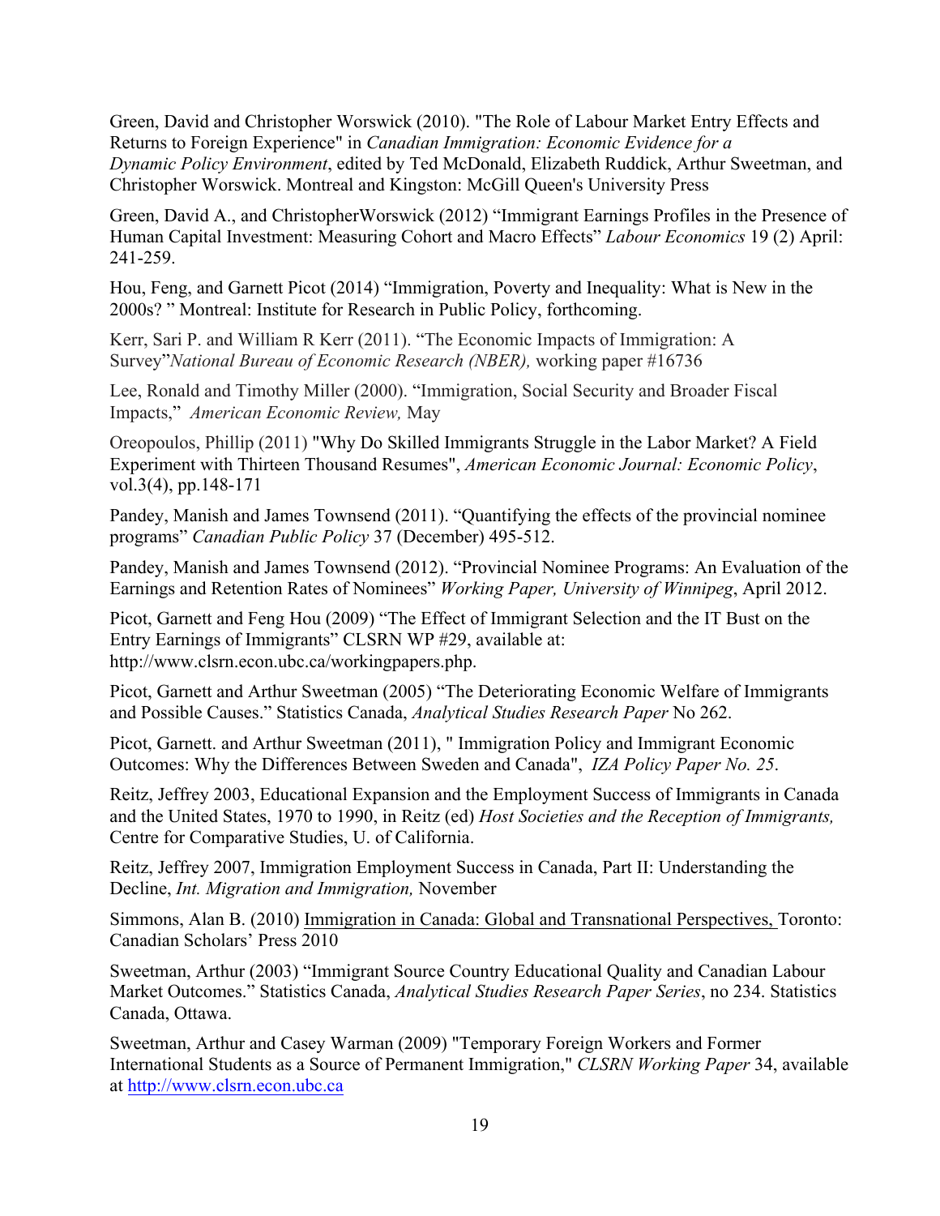Green, David and Christopher Worswick (2010). "The Role of Labour Market Entry Effects and Returns to Foreign Experience" in *Canadian Immigration: Economic Evidence for a Dynamic Policy Environment*, edited by Ted McDonald, Elizabeth Ruddick, Arthur Sweetman, and Christopher Worswick. Montreal and Kingston: McGill Queen's University Press

Green, David A., and ChristopherWorswick (2012) "Immigrant Earnings Profiles in the Presence of Human Capital Investment: Measuring Cohort and Macro Effects" *Labour Economics* 19 (2) April: 241-259.

Hou, Feng, and Garnett Picot (2014) "Immigration, Poverty and Inequality: What is New in the 2000s? " Montreal: Institute for Research in Public Policy, forthcoming.

Kerr, Sari P. and William R Kerr (2011). "The Economic Impacts of Immigration: A Survey"*National Bureau of Economic Research (NBER),* working paper #16736

Lee, Ronald and Timothy Miller (2000). "Immigration, Social Security and Broader Fiscal Impacts," *American Economic Review,* May

Oreopoulos, Phillip (2011) "Why Do Skilled Immigrants Struggle in the Labor Market? A Field Experiment with Thirteen Thousand Resumes", *American Economic Journal: Economic Policy*, vol.3(4), pp.148-171

Pandey, Manish and James Townsend (2011). "Quantifying the effects of the provincial nominee programs" *Canadian Public Policy* 37 (December) 495-512.

Pandey, Manish and James Townsend (2012). "Provincial Nominee Programs: An Evaluation of the Earnings and Retention Rates of Nominees" *Working Paper, University of Winnipeg*, April 2012.

Picot, Garnett and Feng Hou (2009) "The Effect of Immigrant Selection and the IT Bust on the Entry Earnings of Immigrants" CLSRN WP #29, available at: http://www.clsrn.econ.ubc.ca/workingpapers.php.

Picot, Garnett and Arthur Sweetman (2005) "The Deteriorating Economic Welfare of Immigrants and Possible Causes." Statistics Canada, *Analytical Studies Research Paper* No 262.

Picot, Garnett. and Arthur Sweetman (2011), " Immigration Policy and Immigrant Economic Outcomes: Why the Differences Between Sweden and Canada", *IZA Policy Paper No. 25*.

Reitz, Jeffrey 2003, Educational Expansion and the Employment Success of Immigrants in Canada and the United States, 1970 to 1990, in Reitz (ed) *Host Societies and the Reception of Immigrants,* Centre for Comparative Studies, U. of California.

Reitz, Jeffrey 2007, Immigration Employment Success in Canada, Part II: Understanding the Decline, *Int. Migration and Immigration,* November

Simmons, Alan B. (2010) Immigration in Canada: Global and Transnational Perspectives, Toronto: Canadian Scholars' Press 2010

Sweetman, Arthur (2003) "Immigrant Source Country Educational Quality and Canadian Labour Market Outcomes." Statistics Canada, *Analytical Studies Research Paper Series*, no 234. Statistics Canada, Ottawa.

Sweetman, Arthur and Casey Warman (2009) "Temporary Foreign Workers and Former International Students as a Source of Permanent Immigration," *CLSRN Working Paper* 34, available at http://www.clsrn.econ.ubc.ca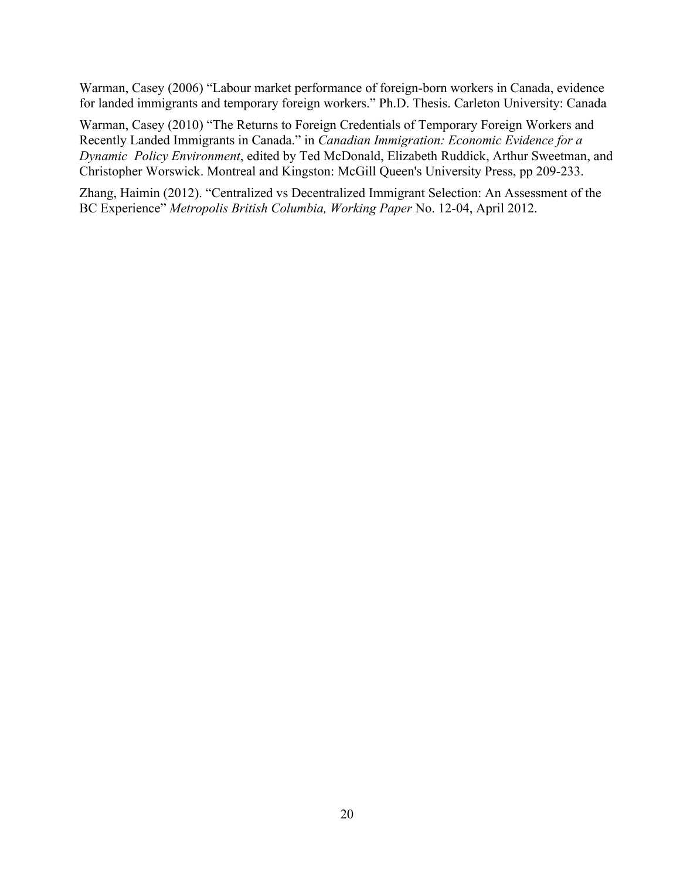Warman, Casey (2006) "Labour market performance of foreign-born workers in Canada, evidence for landed immigrants and temporary foreign workers." Ph.D. Thesis. Carleton University: Canada

Warman, Casey (2010) "The Returns to Foreign Credentials of Temporary Foreign Workers and Recently Landed Immigrants in Canada." in *Canadian Immigration: Economic Evidence for a Dynamic Policy Environment*, edited by Ted McDonald, Elizabeth Ruddick, Arthur Sweetman, and Christopher Worswick. Montreal and Kingston: McGill Queen's University Press, pp 209-233.

Zhang, Haimin (2012). "Centralized vs Decentralized Immigrant Selection: An Assessment of the BC Experience" *Metropolis British Columbia, Working Paper* No. 12-04, April 2012.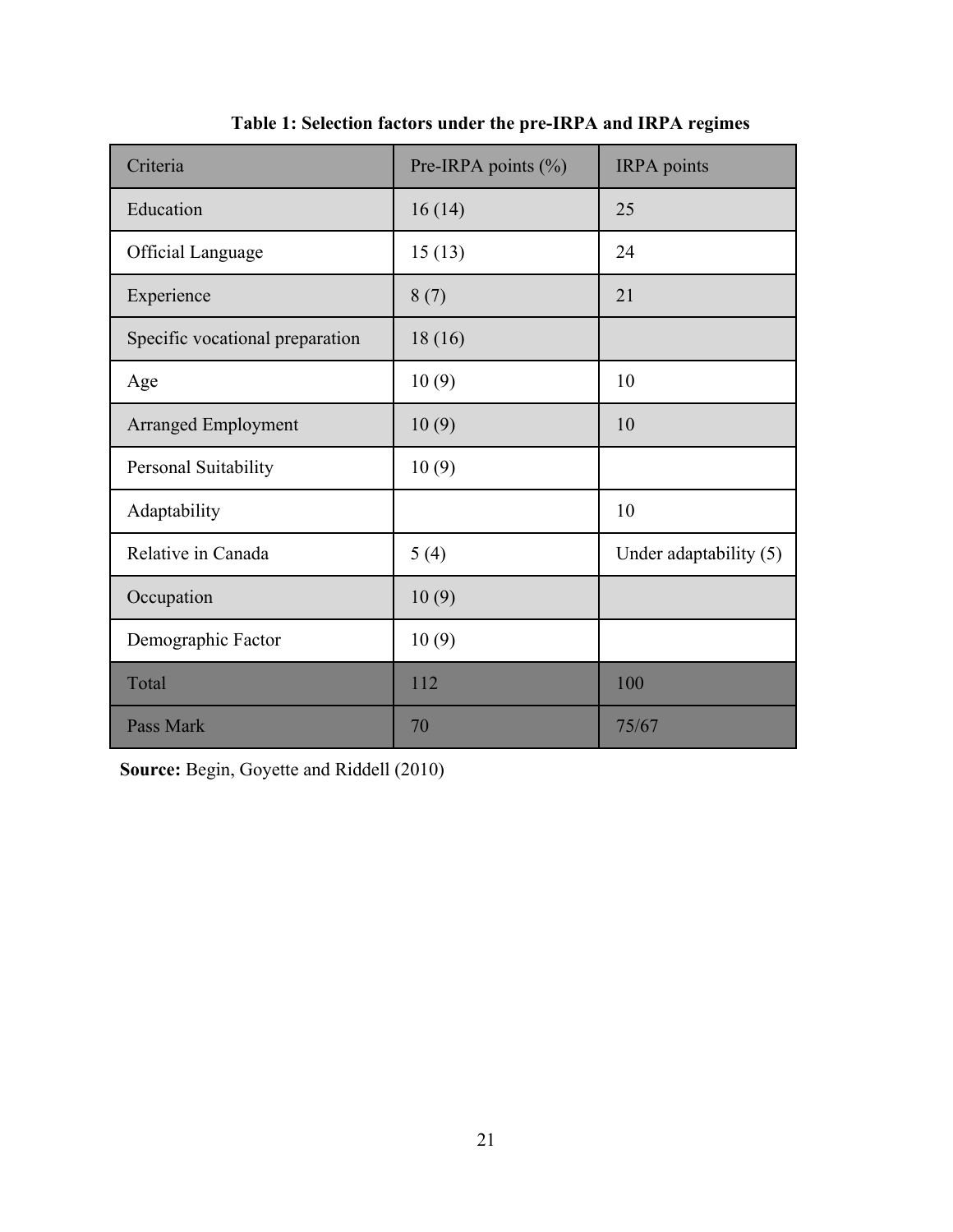**Table 1: Selection factors under the pre-IRPA and IRPA regimes**

| Criteria | Pre-IRPA points (%) | IRPA points |
|---|---|---|
| Education | 16 (14) | 25 |
| Official Language | 15 (13) | 24 |
| Experience | 8 (7) | 21 |
| Specific vocational preparation | 18 (16) | |
| Age | 10 (9) | 10 |
| Arranged Employment | 10 (9) | 10 |
| Personal Suitability | 10 (9) | |
| Adaptability | | 10 |
| Relative in Canada | 5 (4) | Under adaptability (5) |
| Occupation | 10 (9) | |
| Demographic Factor | 10 (9) | |
| Total | 112 | 100 |
| Pass Mark | 70 | 75/67 |

**Source:** Begin, Goyette and Riddell (2010)